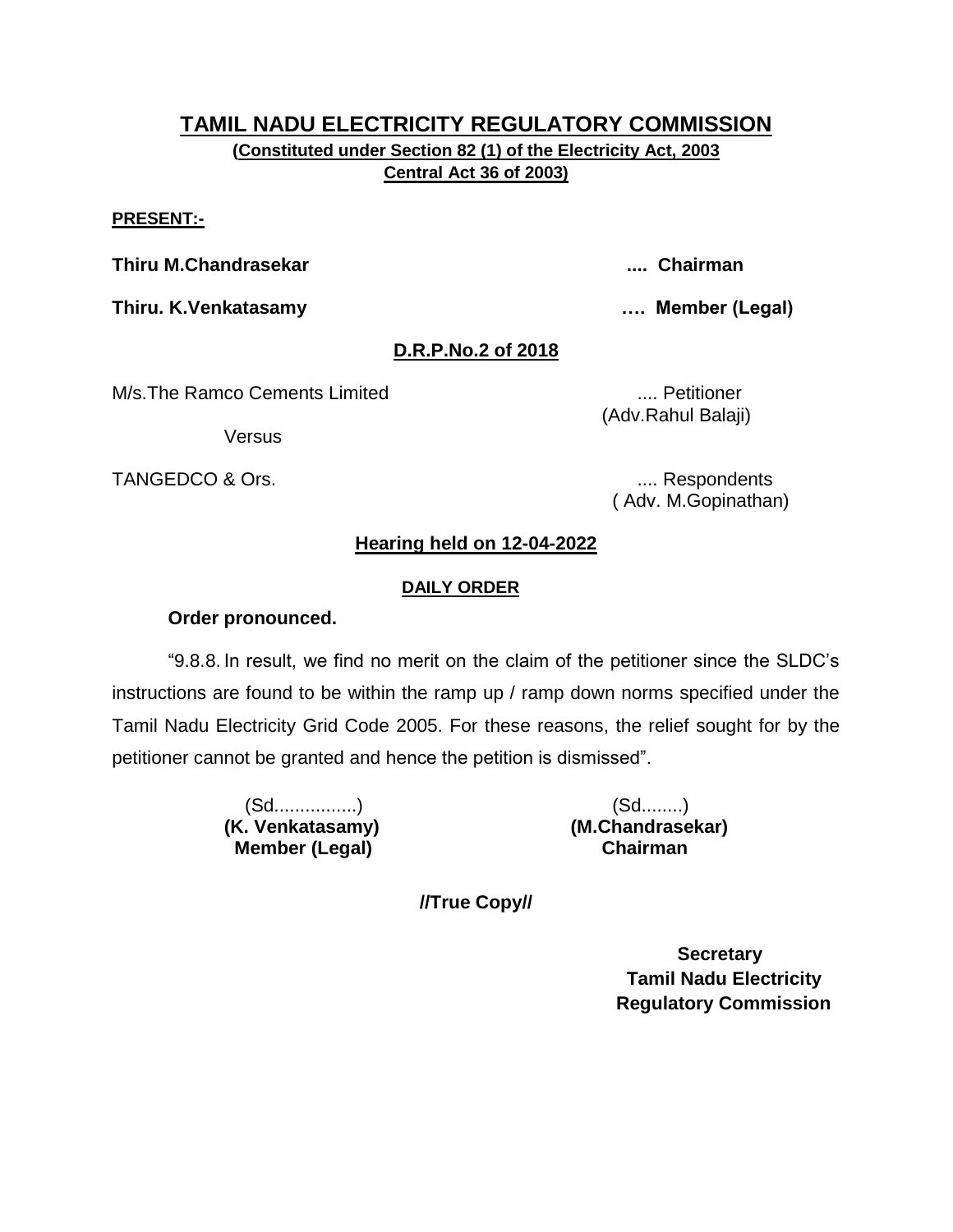# TAMIL NADU ELECTRICITY REGULATORY COMMISSION

**(Constituted under Section 82 (1) of the Electricity Act, 2003 Central Act 36 of 2003)**

**PRESENT:-**

**Thiru M.Chandrasekar .... Chairman**

**Thiru. K.Venkatasamy …. Member (Legal)**

**D.R.P.No.2 of 2018**

M/s.The Ramco Cements Limited .... Petitioner
(Adv.Rahul Balaji)

Versus

TANGEDCO & Ors. .... Respondents
( Adv. M.Gopinathan)

**Hearing held on 12-04-2022**

**DAILY ORDER**

**Order pronounced.**

"9.8.8. In result, we find no merit on the claim of the petitioner since the SLDC's instructions are found to be within the ramp up / ramp down norms specified under the Tamil Nadu Electricity Grid Code 2005. For these reasons, the relief sought for by the petitioner cannot be granted and hence the petition is dismissed".

| (Sd................) | (Sd........) |
|---|---|
| **(K. Venkatasamy)** | **(M.Chandrasekar)** |
| **Member (Legal)** | **Chairman** |

**//True Copy//**

**Secretary**
**Tamil Nadu Electricity**
**Regulatory Commission**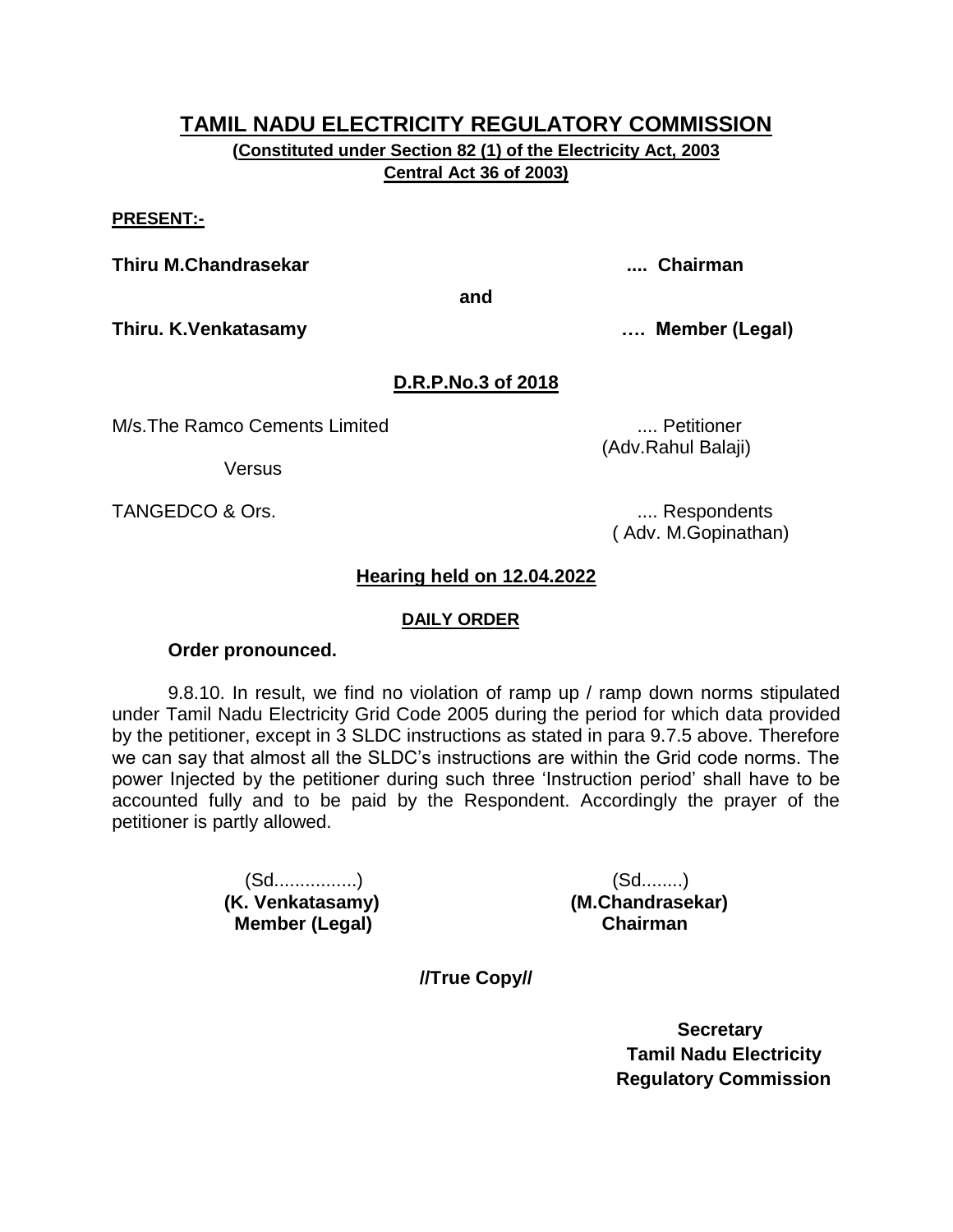# TAMIL NADU ELECTRICITY REGULATORY COMMISSION

**(Constituted under Section 82 (1) of the Electricity Act, 2003 Central Act 36 of 2003)**

**PRESENT:-**

**Thiru M.Chandrasekar .... Chairman**

**and**

**Thiru. K.Venkatasamy …. Member (Legal)**

**D.R.P.No.3 of 2018**

M/s.The Ramco Cements Limited .... Petitioner
(Adv.Rahul Balaji)

Versus

TANGEDCO & Ors. .... Respondents
( Adv. M.Gopinathan)

**Hearing held on 12.04.2022**

**DAILY ORDER**

**Order pronounced.**

9.8.10. In result, we find no violation of ramp up / ramp down norms stipulated under Tamil Nadu Electricity Grid Code 2005 during the period for which data provided by the petitioner, except in 3 SLDC instructions as stated in para 9.7.5 above. Therefore we can say that almost all the SLDC's instructions are within the Grid code norms. The power Injected by the petitioner during such three 'Instruction period' shall have to be accounted fully and to be paid by the Respondent. Accordingly the prayer of the petitioner is partly allowed.

(Sd................)
**(K. Venkatasamy)**
**Member (Legal)**

(Sd........)
**(M.Chandrasekar)**
**Chairman**

**//True Copy//**

**Secretary**
**Tamil Nadu Electricity Regulatory Commission**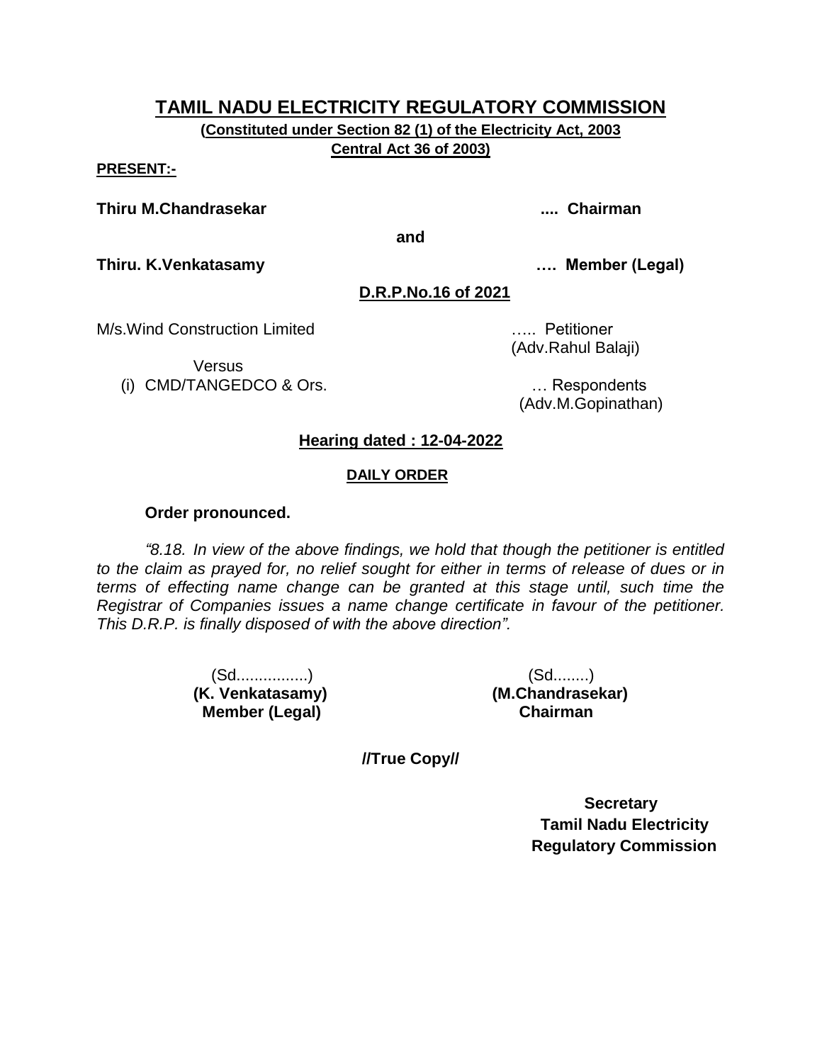# TAMIL NADU ELECTRICITY REGULATORY COMMISSION

**(Constituted under Section 82 (1) of the Electricity Act, 2003 Central Act 36 of 2003)**

**PRESENT:-**

**Thiru M.Chandrasekar .... Chairman**

**and**

**Thiru. K.Venkatasamy …. Member (Legal)**

**D.R.P.No.16 of 2021**

M/s.Wind Construction Limited ….. Petitioner
(Adv.Rahul Balaji)

Versus

(i) CMD/TANGEDCO & Ors. … Respondents
(Adv.M.Gopinathan)

**Hearing dated : 12-04-2022**

**DAILY ORDER**

**Order pronounced.**

*"8.18. In view of the above findings, we hold that though the petitioner is entitled to the claim as prayed for, no relief sought for either in terms of release of dues or in terms of effecting name change can be granted at this stage until, such time the Registrar of Companies issues a name change certificate in favour of the petitioner. This D.R.P. is finally disposed of with the above direction".*

(Sd................)
**(K. Venkatasamy)**
**Member (Legal)**

(Sd........)
**(M.Chandrasekar)**
**Chairman**

**//True Copy//**

**Secretary**
**Tamil Nadu Electricity Regulatory Commission**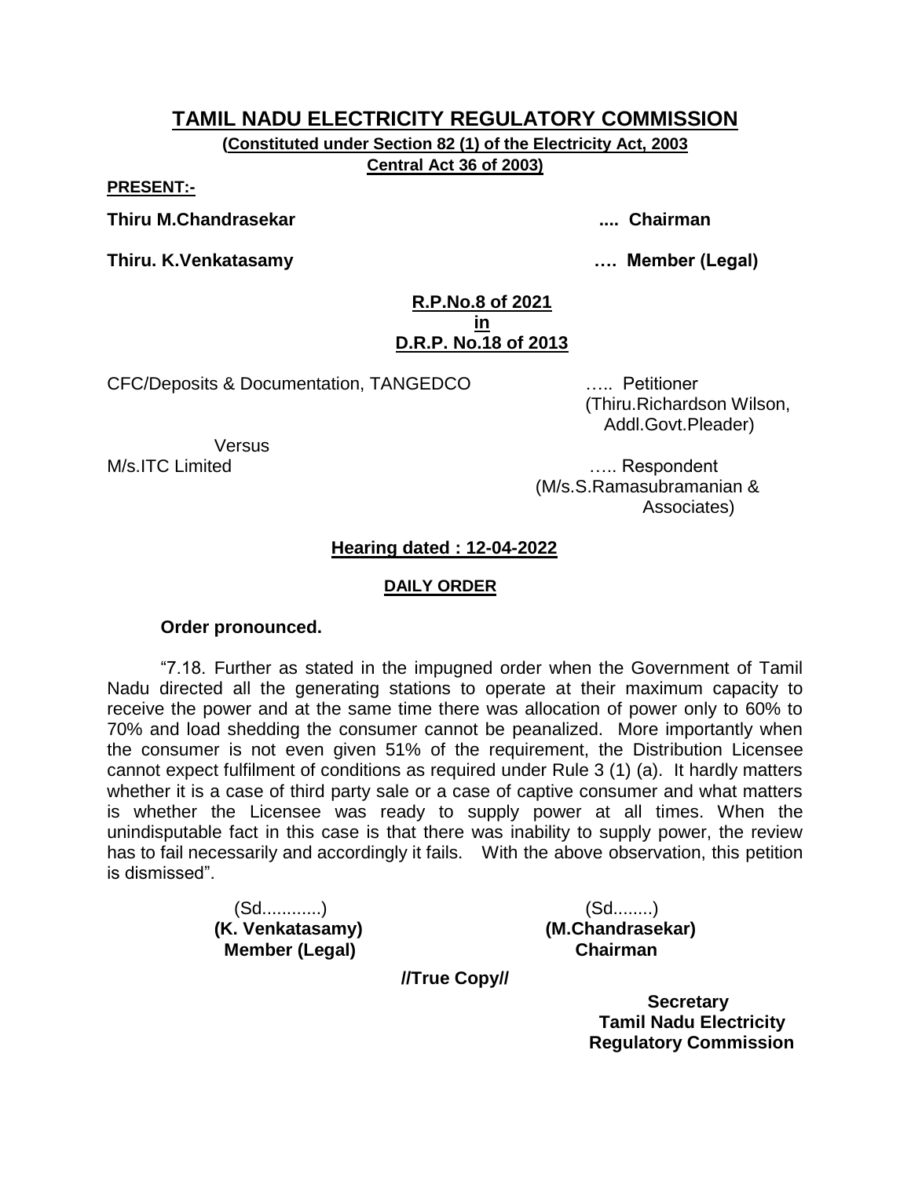# TAMIL NADU ELECTRICITY REGULATORY COMMISSION

**(Constituted under Section 82 (1) of the Electricity Act, 2003 Central Act 36 of 2003)**

**PRESENT:-**

**Thiru M.Chandrasekar .... Chairman**

**Thiru. K.Venkatasamy …. Member (Legal)**

**R.P.No.8 of 2021**
**in**
**D.R.P. No.18 of 2013**

CFC/Deposits & Documentation, TANGEDCO ….. Petitioner
(Thiru.Richardson Wilson, Addl.Govt.Pleader)

Versus

M/s.ITC Limited ….. Respondent
(M/s.S.Ramasubramanian & Associates)

**Hearing dated : 12-04-2022**

**DAILY ORDER**

**Order pronounced.**

"7.18. Further as stated in the impugned order when the Government of Tamil Nadu directed all the generating stations to operate at their maximum capacity to receive the power and at the same time there was allocation of power only to 60% to 70% and load shedding the consumer cannot be peanalized. More importantly when the consumer is not even given 51% of the requirement, the Distribution Licensee cannot expect fulfilment of conditions as required under Rule 3 (1) (a). It hardly matters whether it is a case of third party sale or a case of captive consumer and what matters is whether the Licensee was ready to supply power at all times. When the unindisputable fact in this case is that there was inability to supply power, the review has to fail necessarily and accordingly it fails. With the above observation, this petition is dismissed".

(Sd............)
**(K. Venkatasamy)**
**Member (Legal)**

(Sd........)
**(M.Chandrasekar)**
**Chairman**

**//True Copy//**

**Secretary**
**Tamil Nadu Electricity Regulatory Commission**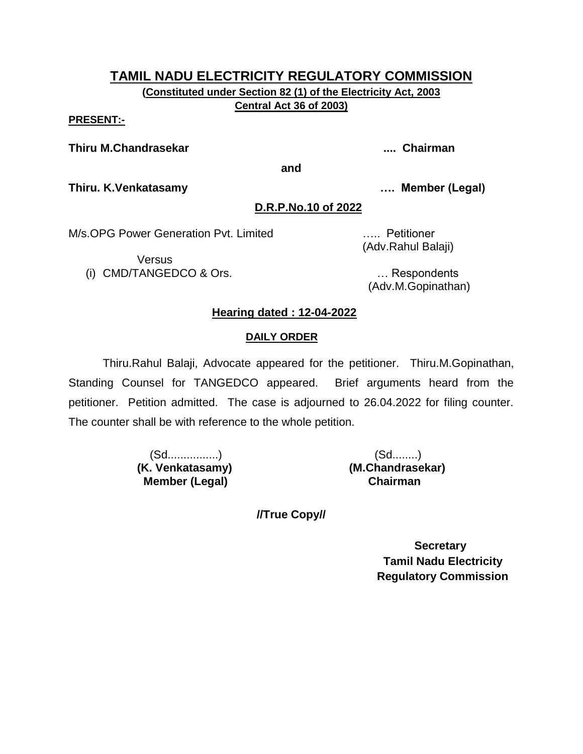# TAMIL NADU ELECTRICITY REGULATORY COMMISSION

**(Constituted under Section 82 (1) of the Electricity Act, 2003 Central Act 36 of 2003)**

**PRESENT:-**

**Thiru M.Chandrasekar** .... **Chairman**

**and**

**Thiru. K.Venkatasamy** …. **Member (Legal)**

**D.R.P.No.10 of 2022**

M/s.OPG Power Generation Pvt. Limited ….. Petitioner
(Adv.Rahul Balaji)

Versus

(i) CMD/TANGEDCO & Ors. … Respondents
(Adv.M.Gopinathan)

**Hearing dated : 12-04-2022**

**DAILY ORDER**

Thiru.Rahul Balaji, Advocate appeared for the petitioner. Thiru.M.Gopinathan, Standing Counsel for TANGEDCO appeared. Brief arguments heard from the petitioner. Petition admitted. The case is adjourned to 26.04.2022 for filing counter. The counter shall be with reference to the whole petition.

(Sd................)
**(K. Venkatasamy)**
**Member (Legal)**

(Sd........)
**(M.Chandrasekar)**
**Chairman**

**//True Copy//**

**Secretary**
**Tamil Nadu Electricity Regulatory Commission**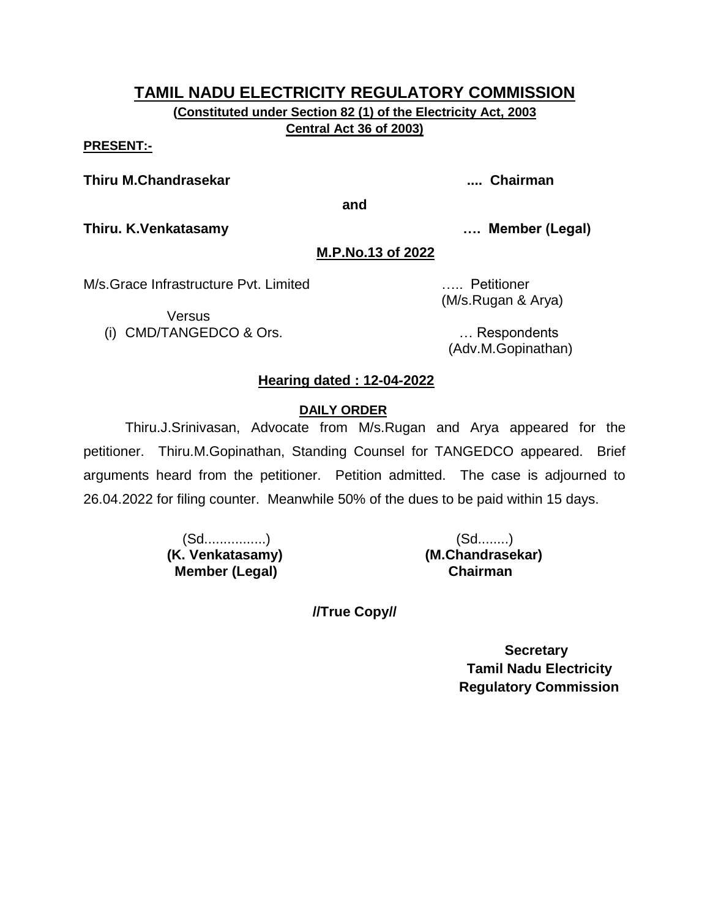# TAMIL NADU ELECTRICITY REGULATORY COMMISSION

**(Constituted under Section 82 (1) of the Electricity Act, 2003**
**Central Act 36 of 2003)**

**PRESENT:-**

**Thiru M.Chandrasekar** .... **Chairman**

**and**

**Thiru. K.Venkatasamy** …. **Member (Legal)**

**M.P.No.13 of 2022**

M/s.Grace Infrastructure Pvt. Limited ….. Petitioner
(M/s.Rugan & Arya)

Versus

(i) CMD/TANGEDCO & Ors. … Respondents
(Adv.M.Gopinathan)

**Hearing dated : 12-04-2022**

**DAILY ORDER**

Thiru.J.Srinivasan, Advocate from M/s.Rugan and Arya appeared for the petitioner. Thiru.M.Gopinathan, Standing Counsel for TANGEDCO appeared. Brief arguments heard from the petitioner. Petition admitted. The case is adjourned to 26.04.2022 for filing counter. Meanwhile 50% of the dues to be paid within 15 days.

(Sd................)
**(K. Venkatasamy)**
**Member (Legal)**

(Sd........)
**(M.Chandrasekar)**
**Chairman**

**//True Copy//**

**Secretary**
**Tamil Nadu Electricity**
**Regulatory Commission**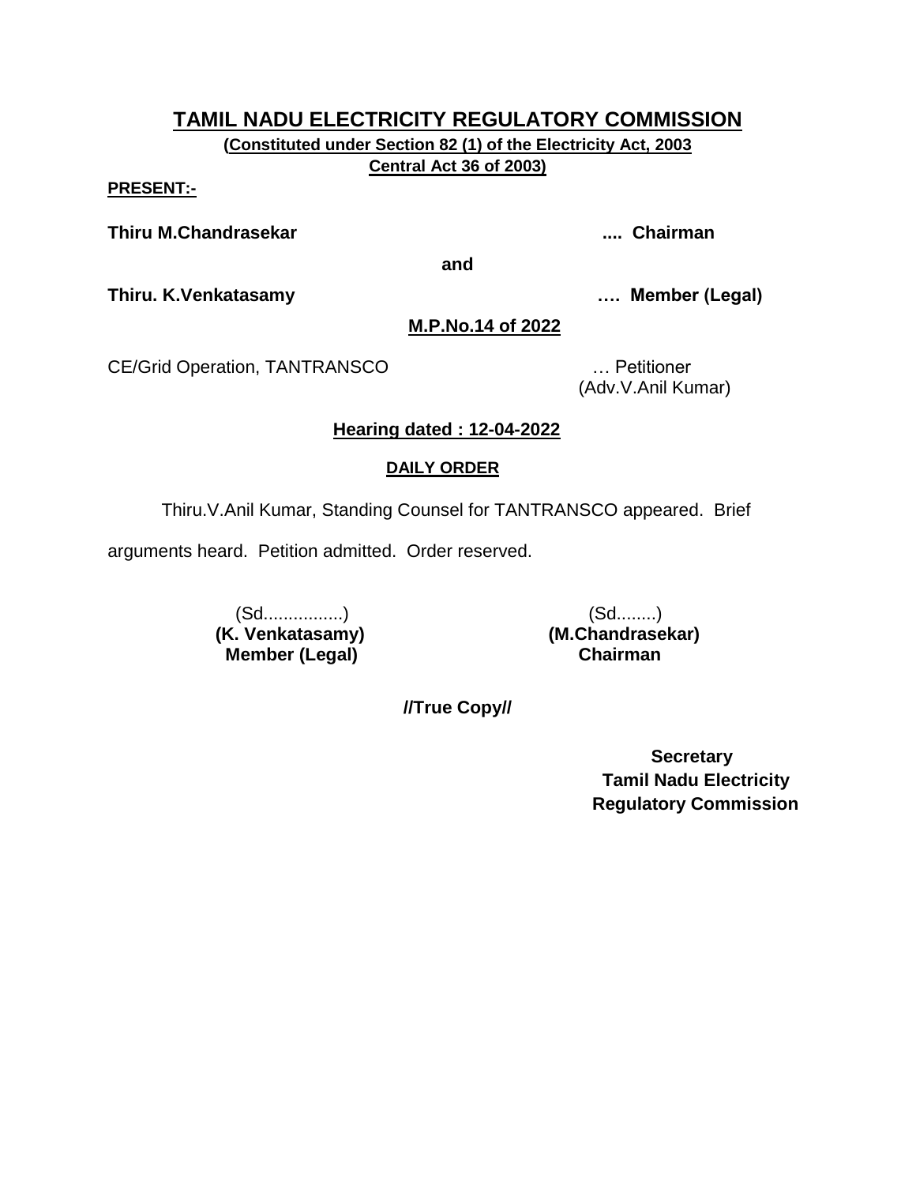# TAMIL NADU ELECTRICITY REGULATORY COMMISSION

**(Constituted under Section 82 (1) of the Electricity Act, 2003 Central Act 36 of 2003)**

**PRESENT:-**

**Thiru M.Chandrasekar** .... **Chairman**

**and**

**Thiru. K.Venkatasamy** …. **Member (Legal)**

**M.P.No.14 of 2022**

CE/Grid Operation, TANTRANSCO … Petitioner
(Adv.V.Anil Kumar)

**Hearing dated : 12-04-2022**

**DAILY ORDER**

Thiru.V.Anil Kumar, Standing Counsel for TANTRANSCO appeared. Brief arguments heard. Petition admitted. Order reserved.

| (Sd................) | (Sd........) |
|---|---|
| **(K. Venkatasamy)** | **(M.Chandrasekar)** |
| **Member (Legal)** | **Chairman** |

**//True Copy//**

**Secretary**
**Tamil Nadu Electricity Regulatory Commission**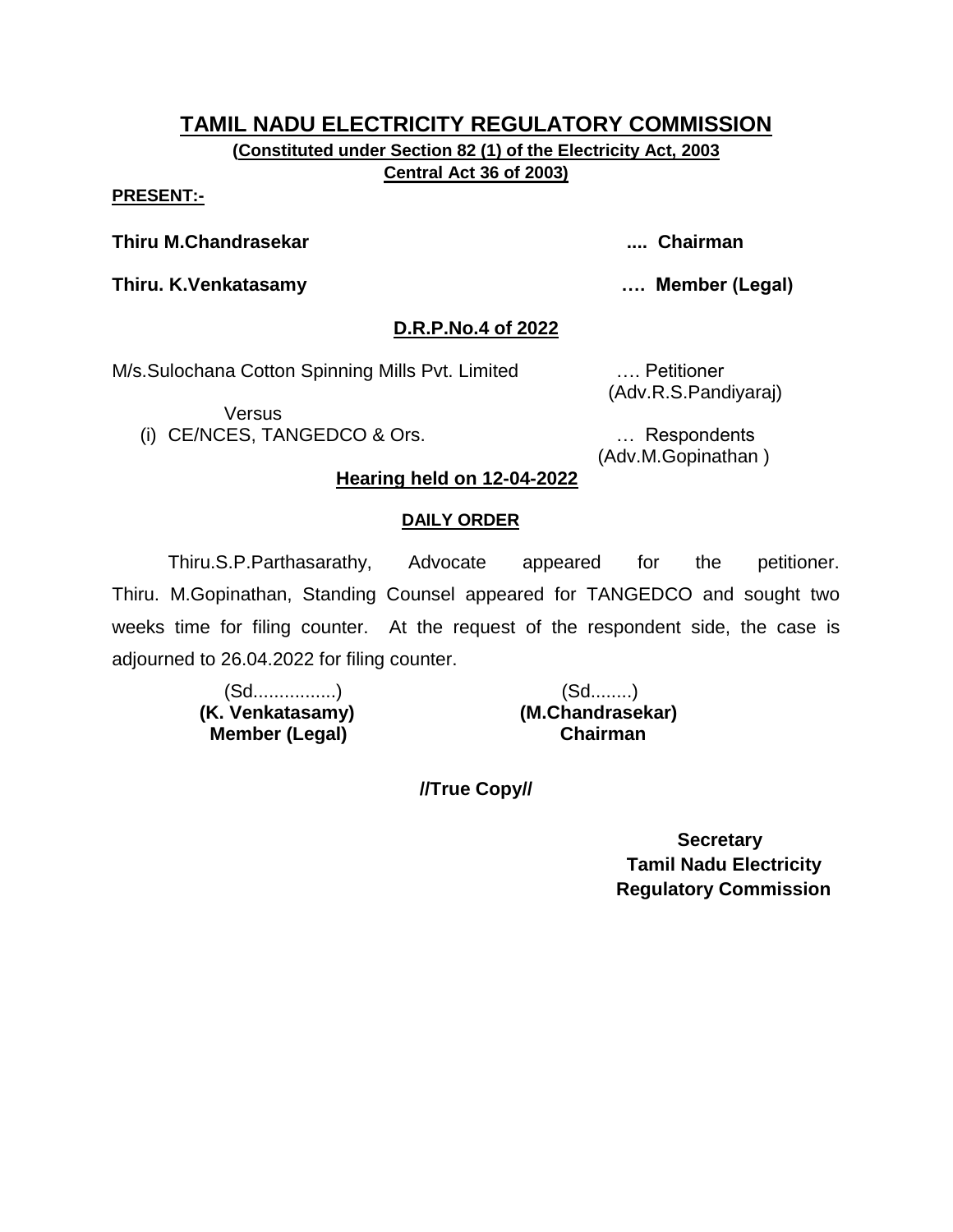# TAMIL NADU ELECTRICITY REGULATORY COMMISSION

**(Constituted under Section 82 (1) of the Electricity Act, 2003 Central Act 36 of 2003)**

**PRESENT:-**

**Thiru M.Chandrasekar** .... **Chairman**

**Thiru. K.Venkatasamy** …. **Member (Legal)**

## D.R.P.No.4 of 2022

M/s.Sulochana Cotton Spinning Mills Pvt. Limited …. Petitioner
(Adv.R.S.Pandiyaraj)

Versus

(i) CE/NCES, TANGEDCO & Ors. … Respondents
(Adv.M.Gopinathan )

**Hearing held on 12-04-2022**

**DAILY ORDER**

Thiru.S.P.Parthasarathy, Advocate appeared for the petitioner. Thiru. M.Gopinathan, Standing Counsel appeared for TANGEDCO and sought two weeks time for filing counter. At the request of the respondent side, the case is adjourned to 26.04.2022 for filing counter.

(Sd................)
**(K. Venkatasamy)**
**Member (Legal)**

(Sd........)
**(M.Chandrasekar)**
**Chairman**

**//True Copy//**

**Secretary**
**Tamil Nadu Electricity Regulatory Commission**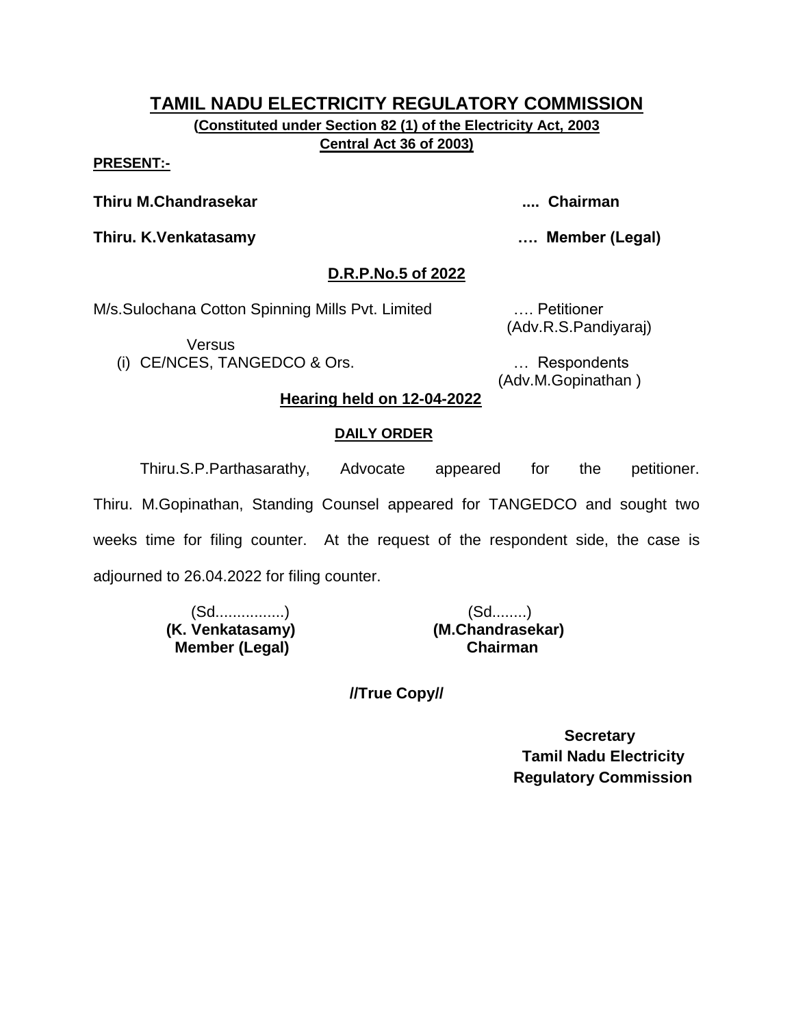# TAMIL NADU ELECTRICITY REGULATORY COMMISSION

**(Constituted under Section 82 (1) of the Electricity Act, 2003**
**Central Act 36 of 2003)**

**PRESENT:-**

**Thiru M.Chandrasekar .... Chairman**

**Thiru. K.Venkatasamy …. Member (Legal)**

**D.R.P.No.5 of 2022**

M/s.Sulochana Cotton Spinning Mills Pvt. Limited …. Petitioner
(Adv.R.S.Pandiyaraj)

Versus

(i) CE/NCES, TANGEDCO & Ors. … Respondents
(Adv.M.Gopinathan )

**Hearing held on 12-04-2022**

**DAILY ORDER**

Thiru.S.P.Parthasarathy, Advocate appeared for the petitioner. Thiru. M.Gopinathan, Standing Counsel appeared for TANGEDCO and sought two weeks time for filing counter. At the request of the respondent side, the case is adjourned to 26.04.2022 for filing counter.

| (Sd................) | (Sd........) |
|---|---|
| **(K. Venkatasamy)** | **(M.Chandrasekar)** |
| **Member (Legal)** | **Chairman** |

**//True Copy//**

**Secretary**
**Tamil Nadu Electricity**
**Regulatory Commission**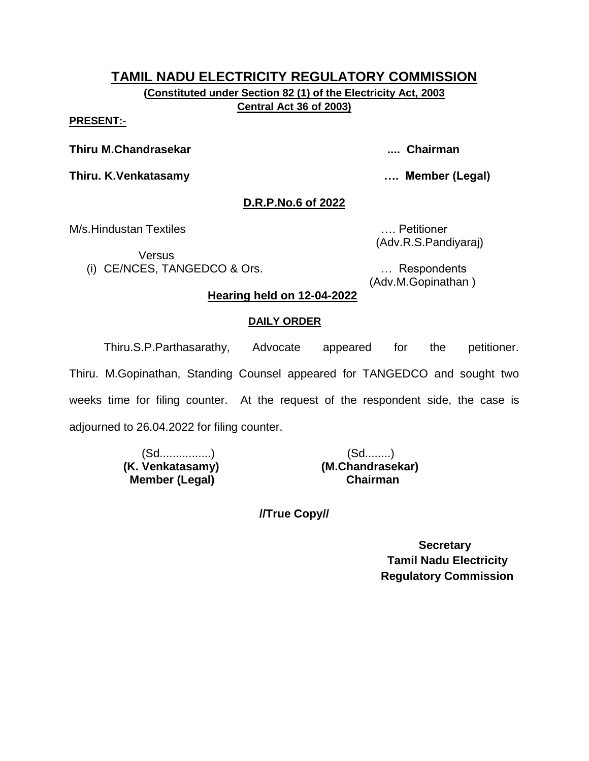# TAMIL NADU ELECTRICITY REGULATORY COMMISSION

**(Constituted under Section 82 (1) of the Electricity Act, 2003 Central Act 36 of 2003)**

**PRESENT:-**

**Thiru M.Chandrasekar** .... **Chairman**

**Thiru. K.Venkatasamy** …. **Member (Legal)**

**D.R.P.No.6 of 2022**

M/s.Hindustan Textiles …. Petitioner
(Adv.R.S.Pandiyaraj)

Versus

(i) CE/NCES, TANGEDCO & Ors. … Respondents
(Adv.M.Gopinathan )

**Hearing held on 12-04-2022**

**DAILY ORDER**

Thiru.S.P.Parthasarathy, Advocate appeared for the petitioner. Thiru. M.Gopinathan, Standing Counsel appeared for TANGEDCO and sought two weeks time for filing counter. At the request of the respondent side, the case is adjourned to 26.04.2022 for filing counter.

(Sd................)
**(K. Venkatasamy)**
**Member (Legal)**

(Sd........)
**(M.Chandrasekar)**
**Chairman**

**//True Copy//**

**Secretary**
**Tamil Nadu Electricity Regulatory Commission**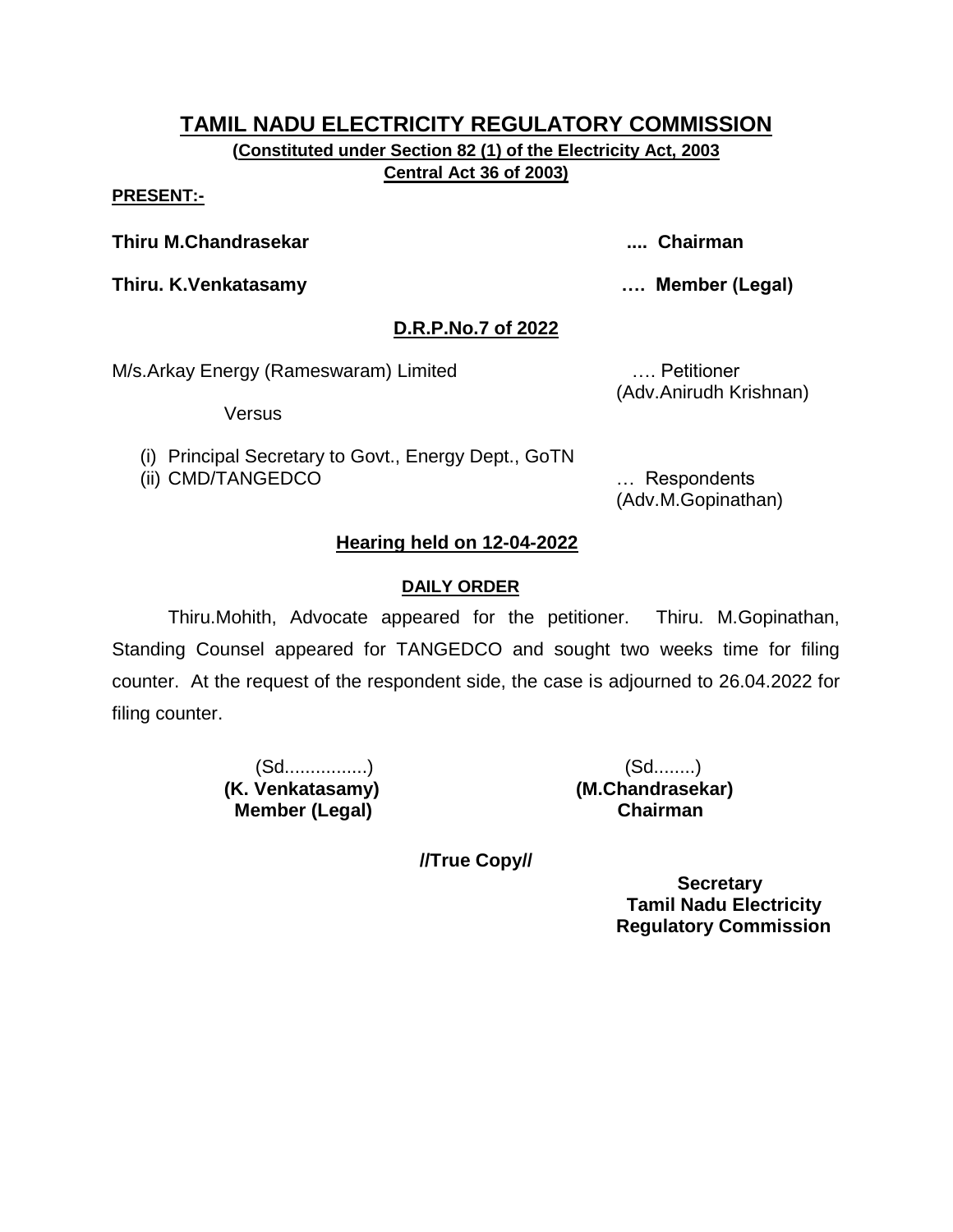# TAMIL NADU ELECTRICITY REGULATORY COMMISSION

**(Constituted under Section 82 (1) of the Electricity Act, 2003 Central Act 36 of 2003)**

**PRESENT:-**

**Thiru M.Chandrasekar** .... **Chairman**

**Thiru. K.Venkatasamy** …. **Member (Legal)**

## D.R.P.No.7 of 2022

M/s.Arkay Energy (Rameswaram) Limited …. Petitioner (Adv.Anirudh Krishnan)

Versus

(i) Principal Secretary to Govt., Energy Dept., GoTN
(ii) CMD/TANGEDCO … Respondents (Adv.M.Gopinathan)

### Hearing held on 12-04-2022

#### DAILY ORDER

Thiru.Mohith, Advocate appeared for the petitioner. Thiru. M.Gopinathan, Standing Counsel appeared for TANGEDCO and sought two weeks time for filing counter. At the request of the respondent side, the case is adjourned to 26.04.2022 for filing counter.

(Sd................)
**(K. Venkatasamy)**
**Member (Legal)**

(Sd........)
**(M.Chandrasekar)**
**Chairman**

**//True Copy//**

**Secretary**
**Tamil Nadu Electricity Regulatory Commission**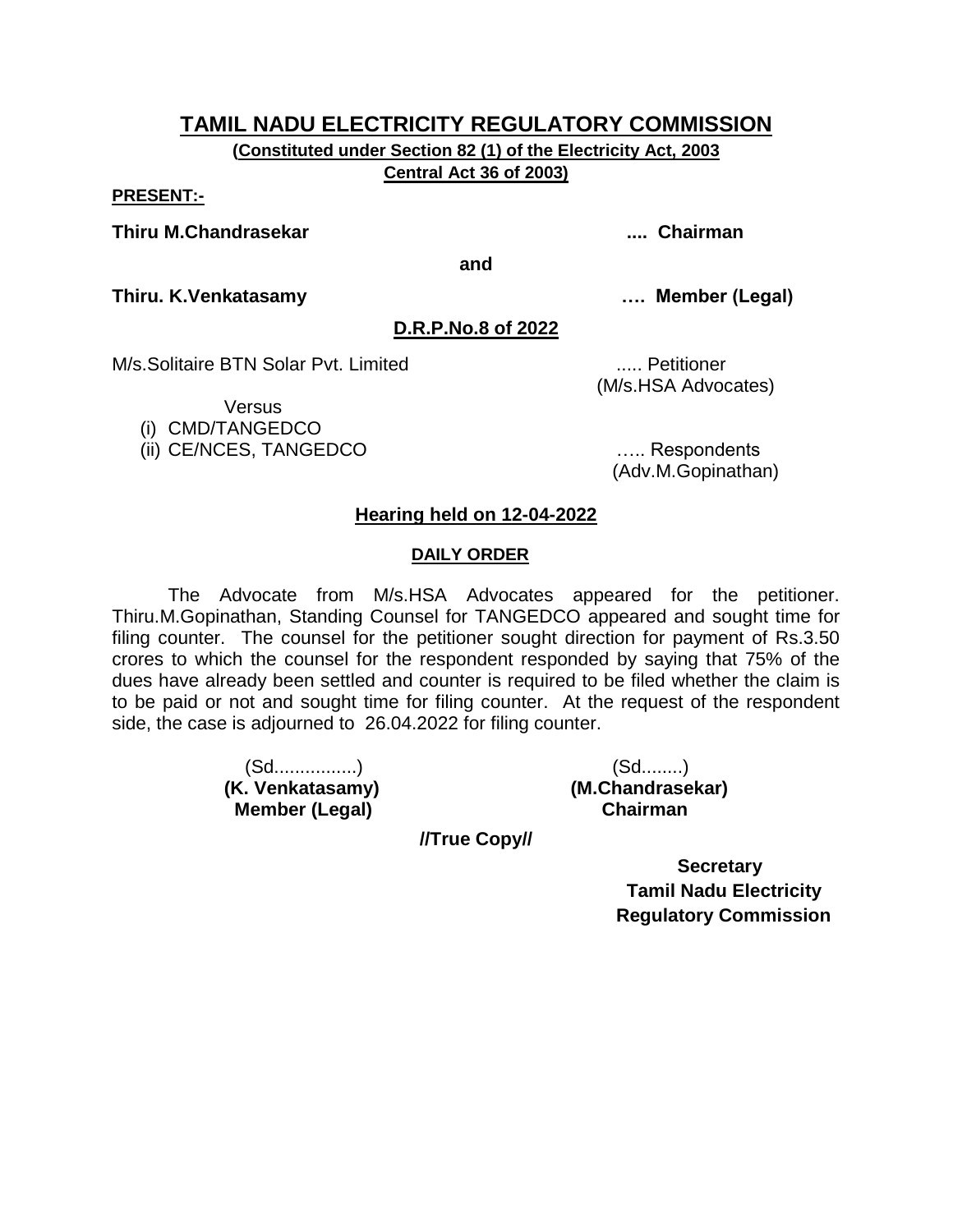# TAMIL NADU ELECTRICITY REGULATORY COMMISSION

**(Constituted under Section 82 (1) of the Electricity Act, 2003 Central Act 36 of 2003)**

**PRESENT:-**

**Thiru M.Chandrasekar .... Chairman**

**and**

**Thiru. K.Venkatasamy …. Member (Legal)**

**D.R.P.No.8 of 2022**

M/s.Solitaire BTN Solar Pvt. Limited ..... Petitioner
(M/s.HSA Advocates)

Versus

(i) CMD/TANGEDCO
(ii) CE/NCES, TANGEDCO ….. Respondents
(Adv.M.Gopinathan)

**Hearing held on 12-04-2022**

**DAILY ORDER**

The Advocate from M/s.HSA Advocates appeared for the petitioner. Thiru.M.Gopinathan, Standing Counsel for TANGEDCO appeared and sought time for filing counter. The counsel for the petitioner sought direction for payment of Rs.3.50 crores to which the counsel for the respondent responded by saying that 75% of the dues have already been settled and counter is required to be filed whether the claim is to be paid or not and sought time for filing counter. At the request of the respondent side, the case is adjourned to 26.04.2022 for filing counter.

(Sd................)
**(K. Venkatasamy)**
**Member (Legal)**

(Sd........)
**(M.Chandrasekar)**
**Chairman**

**//True Copy//**

**Secretary**
**Tamil Nadu Electricity Regulatory Commission**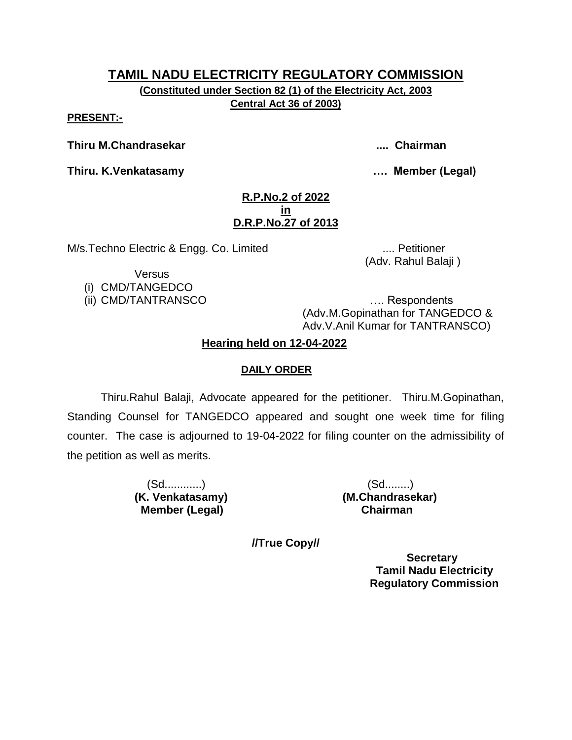# TAMIL NADU ELECTRICITY REGULATORY COMMISSION

**(Constituted under Section 82 (1) of the Electricity Act, 2003 Central Act 36 of 2003)**

**PRESENT:-**

**Thiru M.Chandrasekar .... Chairman**

**Thiru. K.Venkatasamy …. Member (Legal)**

**R.P.No.2 of 2022**
**in**
**D.R.P.No.27 of 2013**

M/s.Techno Electric & Engg. Co. Limited .... Petitioner
(Adv. Rahul Balaji )

Versus

(i) CMD/TANGEDCO
(ii) CMD/TANTRANSCO …. Respondents
(Adv.M.Gopinathan for TANGEDCO & Adv.V.Anil Kumar for TANTRANSCO)

**Hearing held on 12-04-2022**

**DAILY ORDER**

Thiru.Rahul Balaji, Advocate appeared for the petitioner. Thiru.M.Gopinathan, Standing Counsel for TANGEDCO appeared and sought one week time for filing counter. The case is adjourned to 19-04-2022 for filing counter on the admissibility of the petition as well as merits.

(Sd...........)
**(K. Venkatasamy)**
**Member (Legal)**

(Sd........)
**(M.Chandrasekar)**
**Chairman**

**//True Copy//**

**Secretary**
**Tamil Nadu Electricity Regulatory Commission**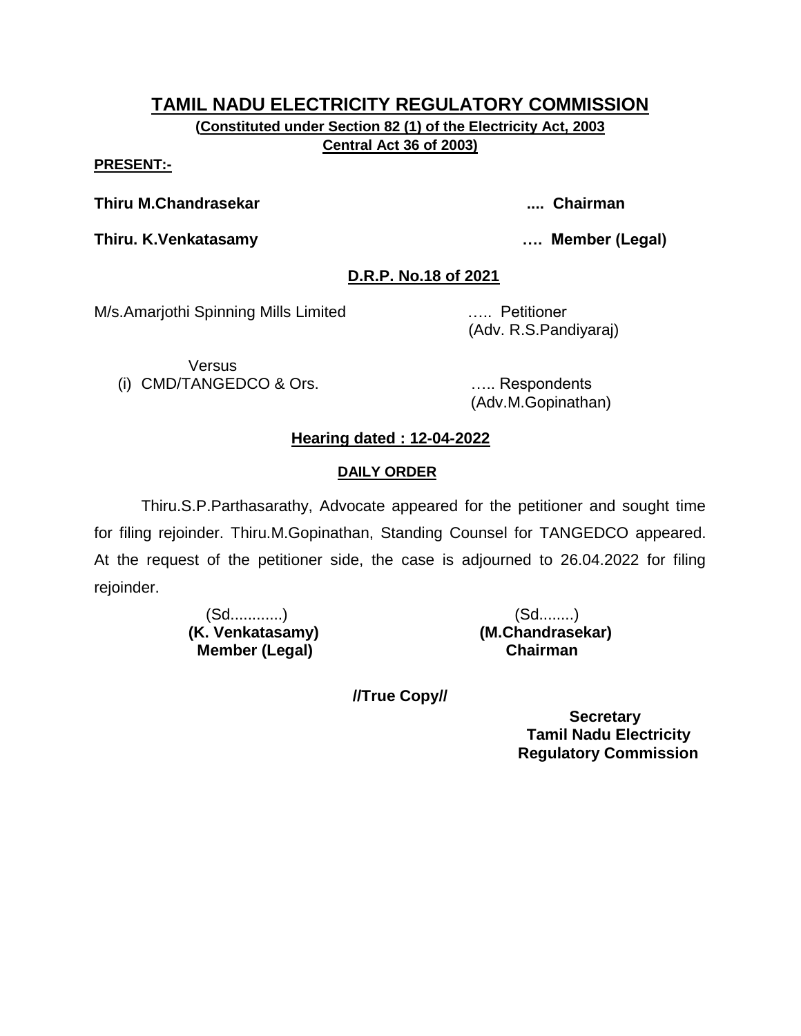# TAMIL NADU ELECTRICITY REGULATORY COMMISSION

**(Constituted under Section 82 (1) of the Electricity Act, 2003 Central Act 36 of 2003)**

**PRESENT:-**

**Thiru M.Chandrasekar .... Chairman**

**Thiru. K.Venkatasamy …. Member (Legal)**

**D.R.P. No.18 of 2021**

M/s.Amarjothi Spinning Mills Limited ….. Petitioner
(Adv. R.S.Pandiyaraj)

Versus

(i) CMD/TANGEDCO & Ors. ….. Respondents
(Adv.M.Gopinathan)

**Hearing dated : 12-04-2022**

**DAILY ORDER**

Thiru.S.P.Parthasarathy, Advocate appeared for the petitioner and sought time for filing rejoinder. Thiru.M.Gopinathan, Standing Counsel for TANGEDCO appeared. At the request of the petitioner side, the case is adjourned to 26.04.2022 for filing rejoinder.

| (Sd............) | (Sd........) |
|---|---|
| **(K. Venkatasamy)** | **(M.Chandrasekar)** |
| **Member (Legal)** | **Chairman** |

**//True Copy//**

**Secretary**
**Tamil Nadu Electricity Regulatory Commission**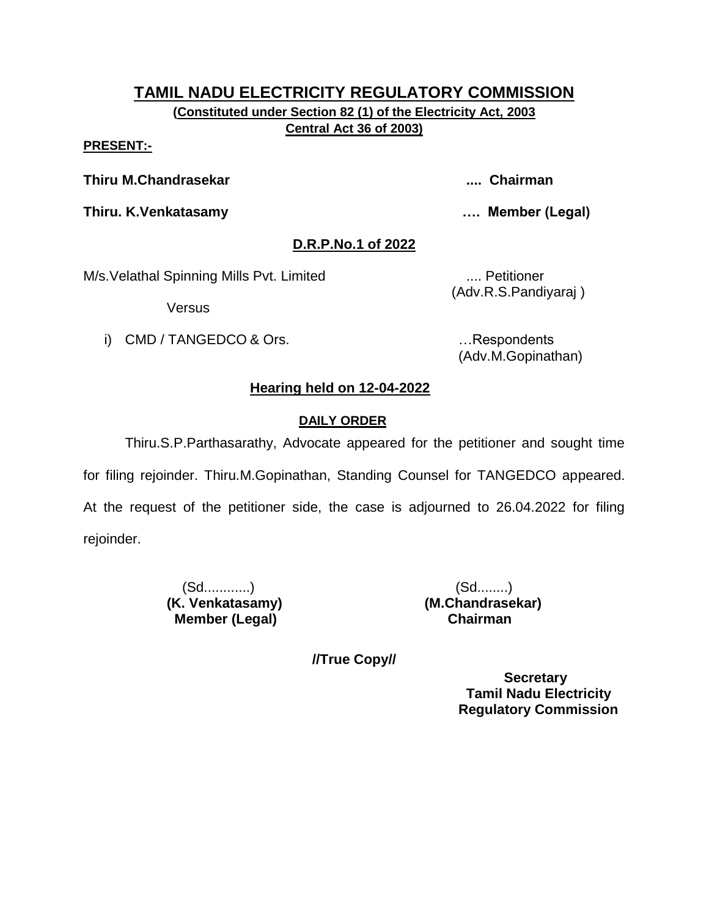# TAMIL NADU ELECTRICITY REGULATORY COMMISSION

**(Constituted under Section 82 (1) of the Electricity Act, 2003 Central Act 36 of 2003)**

**PRESENT:-**

**Thiru M.Chandrasekar .... Chairman**

**Thiru. K.Venkatasamy …. Member (Legal)**

## D.R.P.No.1 of 2022

M/s.Velathal Spinning Mills Pvt. Limited .... Petitioner
(Adv.R.S.Pandiyaraj )

Versus

i) CMD / TANGEDCO & Ors. …Respondents
(Adv.M.Gopinathan)

## Hearing held on 12-04-2022

### DAILY ORDER

Thiru.S.P.Parthasarathy, Advocate appeared for the petitioner and sought time for filing rejoinder. Thiru.M.Gopinathan, Standing Counsel for TANGEDCO appeared. At the request of the petitioner side, the case is adjourned to 26.04.2022 for filing rejoinder.

(Sd............)
**(K. Venkatasamy)**
**Member (Legal)**

(Sd........)
**(M.Chandrasekar)**
**Chairman**

**//True Copy//**

**Secretary**
**Tamil Nadu Electricity Regulatory Commission**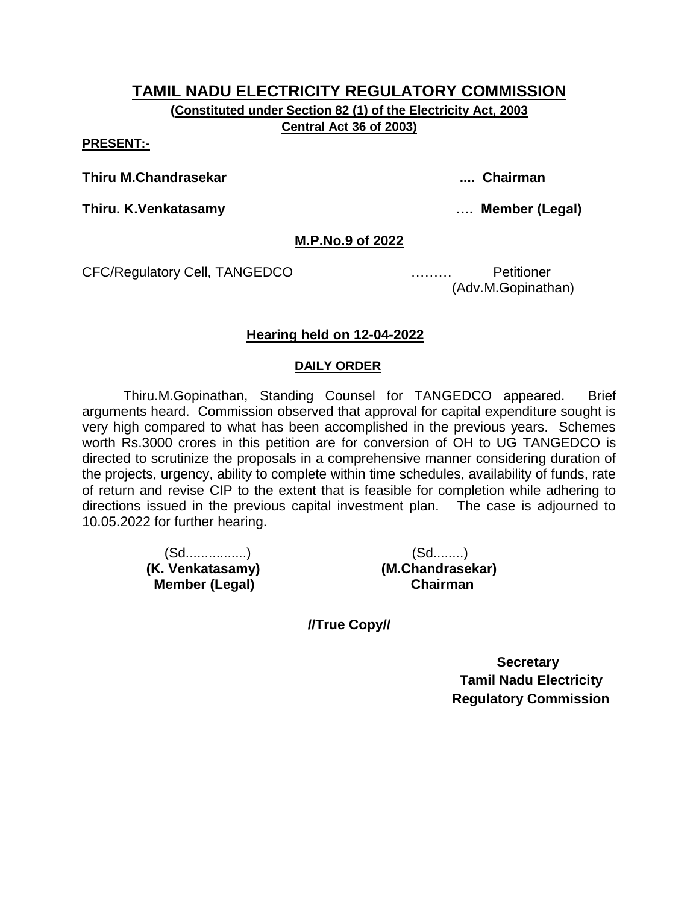# TAMIL NADU ELECTRICITY REGULATORY COMMISSION

**(Constituted under Section 82 (1) of the Electricity Act, 2003**
**Central Act 36 of 2003)**

**PRESENT:-**

**Thiru M.Chandrasekar .... Chairman**

**Thiru. K.Venkatasamy …. Member (Legal)**

**M.P.No.9 of 2022**

CFC/Regulatory Cell, TANGEDCO ……… Petitioner
(Adv.M.Gopinathan)

**Hearing held on 12-04-2022**

**DAILY ORDER**

Thiru.M.Gopinathan, Standing Counsel for TANGEDCO appeared. Brief arguments heard. Commission observed that approval for capital expenditure sought is very high compared to what has been accomplished in the previous years. Schemes worth Rs.3000 crores in this petition are for conversion of OH to UG TANGEDCO is directed to scrutinize the proposals in a comprehensive manner considering duration of the projects, urgency, ability to complete within time schedules, availability of funds, rate of return and revise CIP to the extent that is feasible for completion while adhering to directions issued in the previous capital investment plan. The case is adjourned to 10.05.2022 for further hearing.

| (Sd................) | (Sd........) |
|---|---|
| **(K. Venkatasamy)** | **(M.Chandrasekar)** |
| **Member (Legal)** | **Chairman** |

**//True Copy//**

**Secretary**
**Tamil Nadu Electricity**
**Regulatory Commission**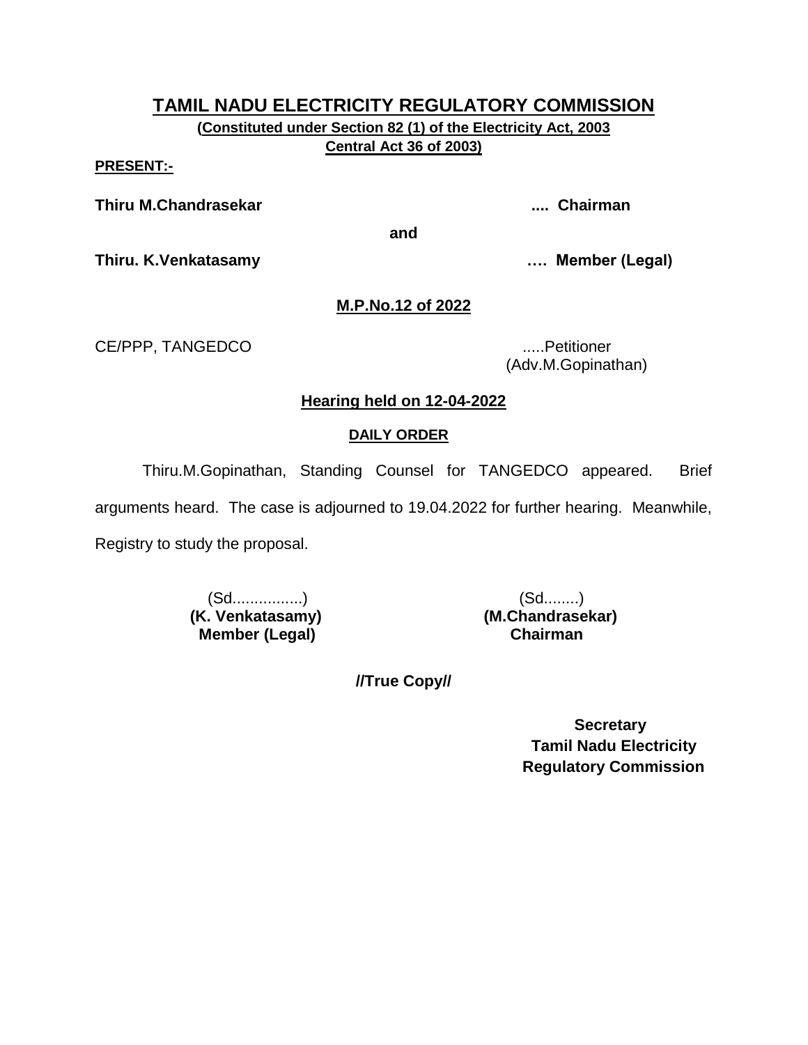# TAMIL NADU ELECTRICITY REGULATORY COMMISSION

**(Constituted under Section 82 (1) of the Electricity Act, 2003 Central Act 36 of 2003)**

**PRESENT:-**

**Thiru M.Chandrasekar .... Chairman**

**and**

**Thiru. K.Venkatasamy …. Member (Legal)**

## M.P.No.12 of 2022

CE/PPP, TANGEDCO .....Petitioner
(Adv.M.Gopinathan)

### Hearing held on 12-04-2022

#### DAILY ORDER

Thiru.M.Gopinathan, Standing Counsel for TANGEDCO appeared. Brief arguments heard. The case is adjourned to 19.04.2022 for further hearing. Meanwhile, Registry to study the proposal.

(Sd................)
**(K. Venkatasamy)**
**Member (Legal)**

(Sd........)
**(M.Chandrasekar)**
**Chairman**

**//True Copy//**

**Secretary**
**Tamil Nadu Electricity Regulatory Commission**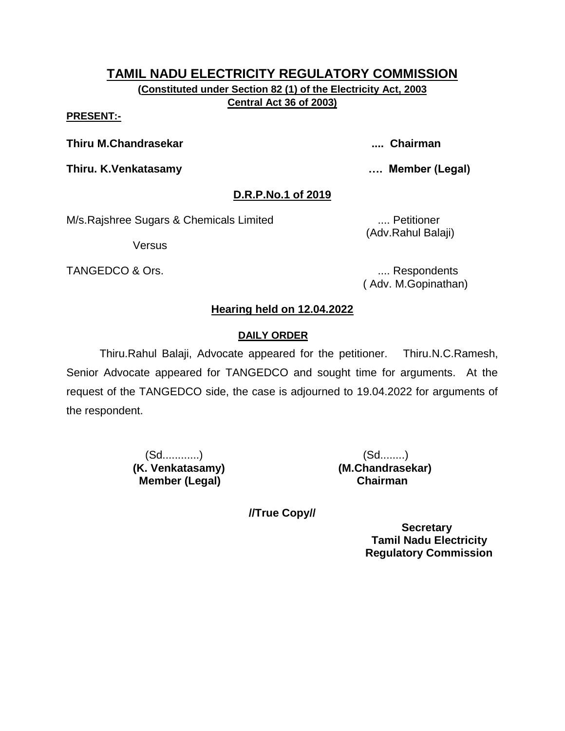# TAMIL NADU ELECTRICITY REGULATORY COMMISSION

**(Constituted under Section 82 (1) of the Electricity Act, 2003 Central Act 36 of 2003)**

**PRESENT:-**

**Thiru M.Chandrasekar** .... **Chairman**

**Thiru. K.Venkatasamy** …. **Member (Legal)**

## D.R.P.No.1 of 2019

M/s.Rajshree Sugars & Chemicals Limited .... Petitioner
(Adv.Rahul Balaji)

Versus

TANGEDCO & Ors. .... Respondents
( Adv. M.Gopinathan)

### Hearing held on 12.04.2022

#### DAILY ORDER

Thiru.Rahul Balaji, Advocate appeared for the petitioner. Thiru.N.C.Ramesh, Senior Advocate appeared for TANGEDCO and sought time for arguments. At the request of the TANGEDCO side, the case is adjourned to 19.04.2022 for arguments of the respondent.

(Sd............)
**(K. Venkatasamy)**
**Member (Legal)**

(Sd........)
**(M.Chandrasekar)**
**Chairman**

**//True Copy//**

**Secretary**
**Tamil Nadu Electricity Regulatory Commission**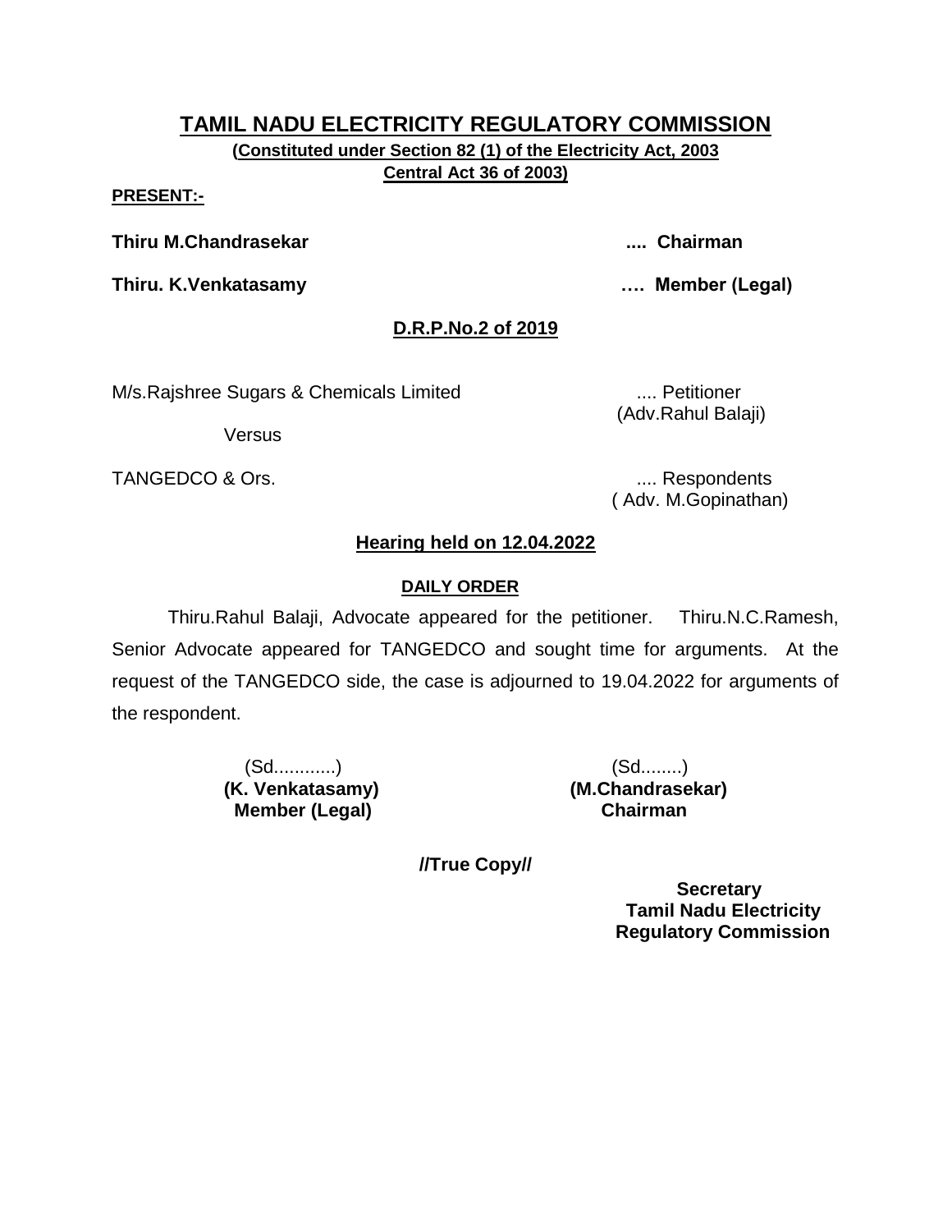# TAMIL NADU ELECTRICITY REGULATORY COMMISSION

**(Constituted under Section 82 (1) of the Electricity Act, 2003 Central Act 36 of 2003)**

**PRESENT:-**

**Thiru M.Chandrasekar .... Chairman**

**Thiru. K.Venkatasamy …. Member (Legal)**

**D.R.P.No.2 of 2019**

M/s.Rajshree Sugars & Chemicals Limited .... Petitioner
(Adv.Rahul Balaji)

Versus

TANGEDCO & Ors. .... Respondents
( Adv. M.Gopinathan)

**Hearing held on 12.04.2022**

**DAILY ORDER**

Thiru.Rahul Balaji, Advocate appeared for the petitioner. Thiru.N.C.Ramesh, Senior Advocate appeared for TANGEDCO and sought time for arguments. At the request of the TANGEDCO side, the case is adjourned to 19.04.2022 for arguments of the respondent.

(Sd............)
**(K. Venkatasamy)**
**Member (Legal)**

(Sd........)
**(M.Chandrasekar)**
**Chairman**

**//True Copy//**

**Secretary**
**Tamil Nadu Electricity Regulatory Commission**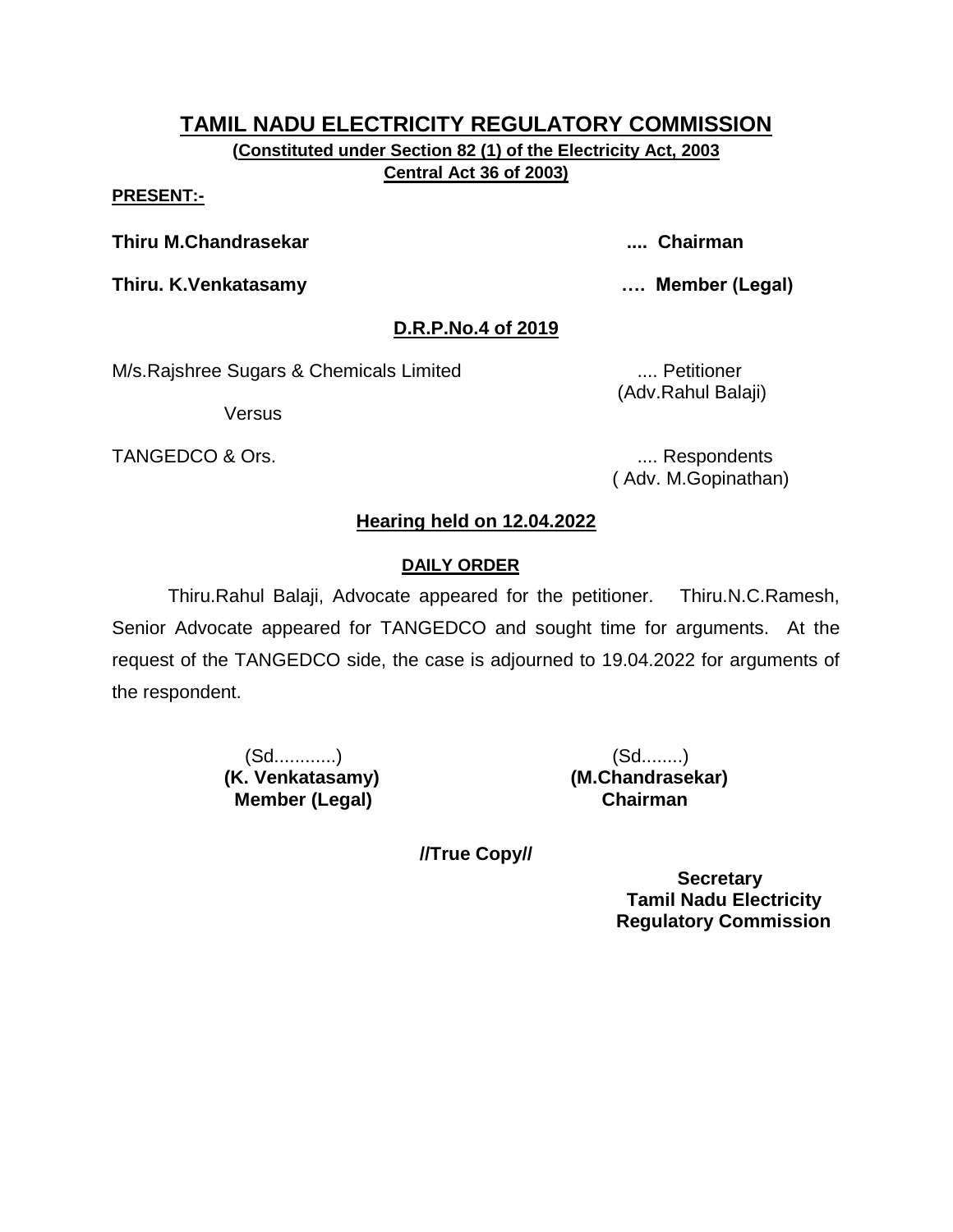# TAMIL NADU ELECTRICITY REGULATORY COMMISSION

**(Constituted under Section 82 (1) of the Electricity Act, 2003 Central Act 36 of 2003)**

**PRESENT:-**

**Thiru M.Chandrasekar .... Chairman**

**Thiru. K.Venkatasamy …. Member (Legal)**

## D.R.P.No.4 of 2019

M/s.Rajshree Sugars & Chemicals Limited .... Petitioner
(Adv.Rahul Balaji)

Versus

TANGEDCO & Ors. .... Respondents
( Adv. M.Gopinathan)

### Hearing held on 12.04.2022

#### DAILY ORDER

Thiru.Rahul Balaji, Advocate appeared for the petitioner. Thiru.N.C.Ramesh, Senior Advocate appeared for TANGEDCO and sought time for arguments. At the request of the TANGEDCO side, the case is adjourned to 19.04.2022 for arguments of the respondent.

(Sd............)
**(K. Venkatasamy)**
**Member (Legal)**

(Sd........)
**(M.Chandrasekar)**
**Chairman**

**//True Copy//**

**Secretary**
**Tamil Nadu Electricity Regulatory Commission**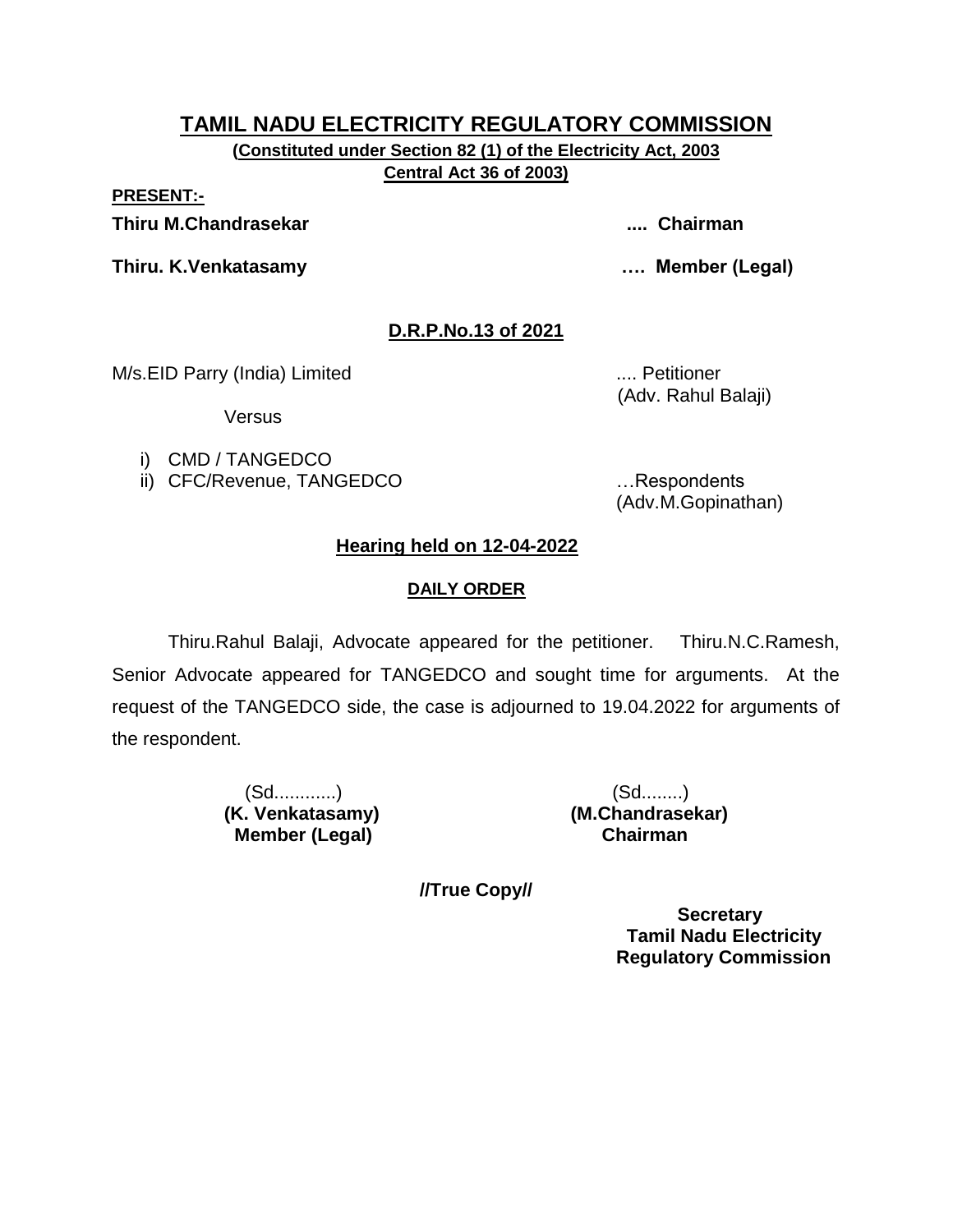# TAMIL NADU ELECTRICITY REGULATORY COMMISSION

**(Constituted under Section 82 (1) of the Electricity Act, 2003**
**Central Act 36 of 2003)**

**PRESENT:-**

**Thiru M.Chandrasekar .... Chairman**

**Thiru. K.Venkatasamy …. Member (Legal)**

## D.R.P.No.13 of 2021

M/s.EID Parry (India) Limited .... Petitioner
(Adv. Rahul Balaji)

Versus

i) CMD / TANGEDCO
ii) CFC/Revenue, TANGEDCO …Respondents
(Adv.M.Gopinathan)

### Hearing held on 12-04-2022

#### DAILY ORDER

Thiru.Rahul Balaji, Advocate appeared for the petitioner. Thiru.N.C.Ramesh, Senior Advocate appeared for TANGEDCO and sought time for arguments. At the request of the TANGEDCO side, the case is adjourned to 19.04.2022 for arguments of the respondent.

(Sd............)
**(K. Venkatasamy)**
**Member (Legal)**

(Sd........)
**(M.Chandrasekar)**
**Chairman**

**//True Copy//**

**Secretary**
**Tamil Nadu Electricity**
**Regulatory Commission**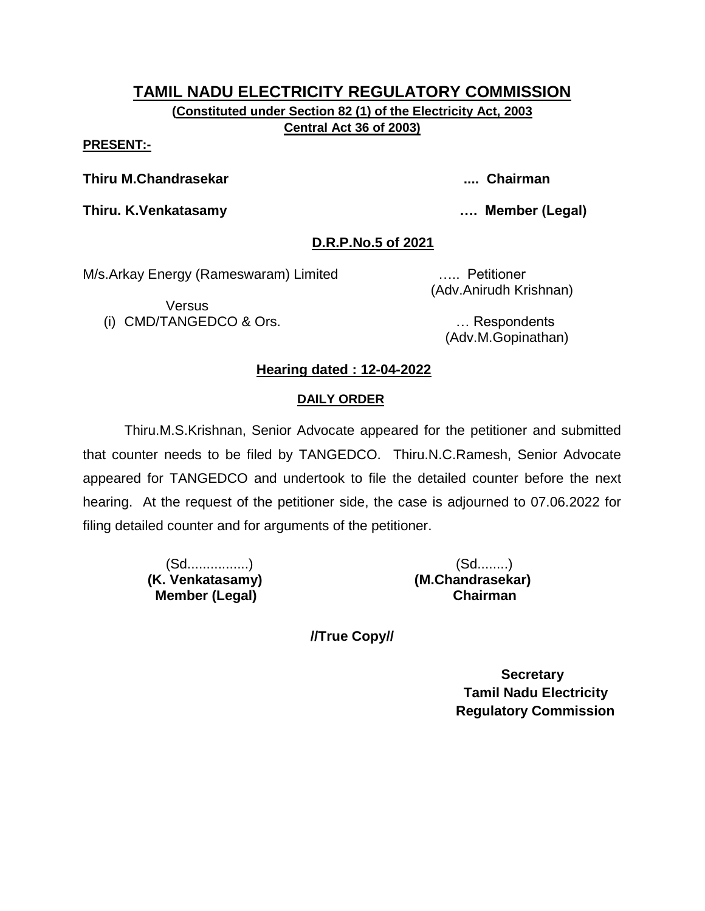# TAMIL NADU ELECTRICITY REGULATORY COMMISSION

**(Constituted under Section 82 (1) of the Electricity Act, 2003 Central Act 36 of 2003)**

**PRESENT:-**

**Thiru M.Chandrasekar .... Chairman**

**Thiru. K.Venkatasamy …. Member (Legal)**

## D.R.P.No.5 of 2021

M/s.Arkay Energy (Rameswaram) Limited ….. Petitioner
(Adv.Anirudh Krishnan)

Versus

(i) CMD/TANGEDCO & Ors. … Respondents
(Adv.M.Gopinathan)

**Hearing dated : 12-04-2022**

**DAILY ORDER**

Thiru.M.S.Krishnan, Senior Advocate appeared for the petitioner and submitted that counter needs to be filed by TANGEDCO. Thiru.N.C.Ramesh, Senior Advocate appeared for TANGEDCO and undertook to file the detailed counter before the next hearing. At the request of the petitioner side, the case is adjourned to 07.06.2022 for filing detailed counter and for arguments of the petitioner.

(Sd................)
**(K. Venkatasamy)**
**Member (Legal)**

(Sd........)
**(M.Chandrasekar)**
**Chairman**

**//True Copy//**

**Secretary**
**Tamil Nadu Electricity Regulatory Commission**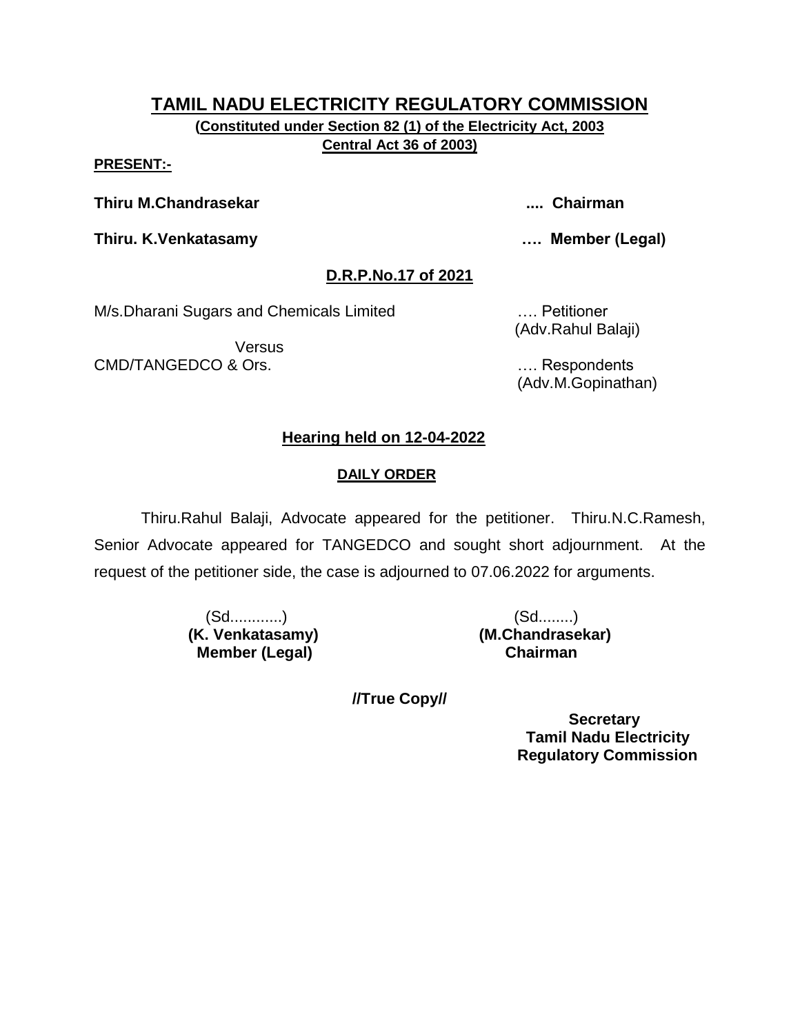# TAMIL NADU ELECTRICITY REGULATORY COMMISSION

**(Constituted under Section 82 (1) of the Electricity Act, 2003 Central Act 36 of 2003)**

**PRESENT:-**

**Thiru M.Chandrasekar** .... **Chairman**

**Thiru. K.Venkatasamy** …. **Member (Legal)**

**D.R.P.No.17 of 2021**

M/s.Dharani Sugars and Chemicals Limited …. Petitioner
(Adv.Rahul Balaji)

Versus

CMD/TANGEDCO & Ors. …. Respondents
(Adv.M.Gopinathan)

**Hearing held on 12-04-2022**

**DAILY ORDER**

Thiru.Rahul Balaji, Advocate appeared for the petitioner. Thiru.N.C.Ramesh, Senior Advocate appeared for TANGEDCO and sought short adjournment. At the request of the petitioner side, the case is adjourned to 07.06.2022 for arguments.

(Sd............)
**(K. Venkatasamy)**
**Member (Legal)**

(Sd........)
**(M.Chandrasekar)**
**Chairman**

**//True Copy//**

**Secretary**
**Tamil Nadu Electricity Regulatory Commission**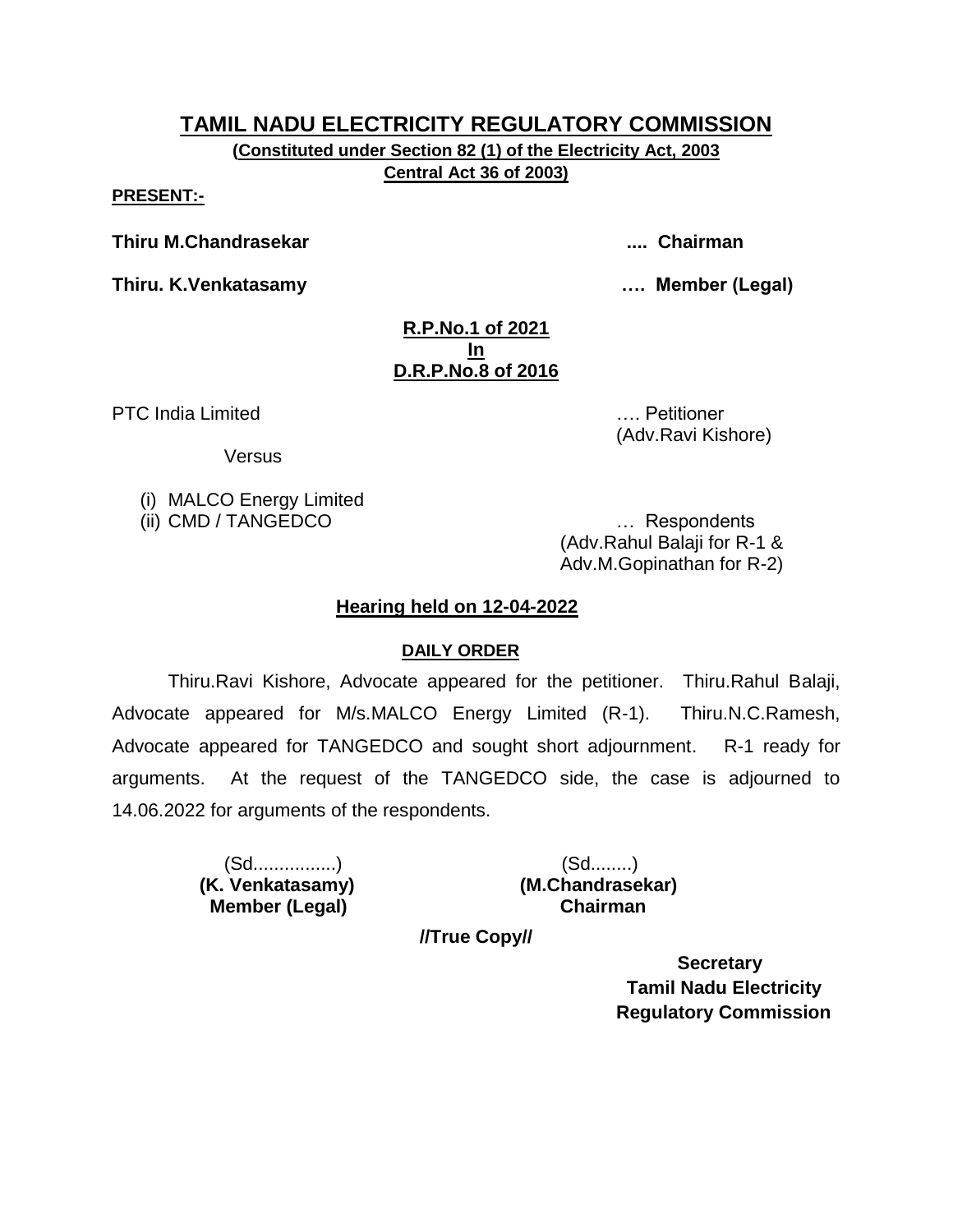# TAMIL NADU ELECTRICITY REGULATORY COMMISSION

**(Constituted under Section 82 (1) of the Electricity Act, 2003**
**Central Act 36 of 2003)**

**PRESENT:-**

**Thiru M.Chandrasekar .... Chairman**

**Thiru. K.Venkatasamy …. Member (Legal)**

**R.P.No.1 of 2021**
**In**
**D.R.P.No.8 of 2016**

PTC India Limited …. Petitioner
(Adv.Ravi Kishore)

Versus

(i) MALCO Energy Limited
(ii) CMD / TANGEDCO … Respondents
(Adv.Rahul Balaji for R-1 &
Adv.M.Gopinathan for R-2)

**Hearing held on 12-04-2022**

**DAILY ORDER**

Thiru.Ravi Kishore, Advocate appeared for the petitioner. Thiru.Rahul Balaji, Advocate appeared for M/s.MALCO Energy Limited (R-1). Thiru.N.C.Ramesh, Advocate appeared for TANGEDCO and sought short adjournment. R-1 ready for arguments. At the request of the TANGEDCO side, the case is adjourned to 14.06.2022 for arguments of the respondents.

(Sd................)
**(K. Venkatasamy)**
**Member (Legal)**

(Sd........)
**(M.Chandrasekar)**
**Chairman**

**//True Copy//**

**Secretary**
**Tamil Nadu Electricity**
**Regulatory Commission**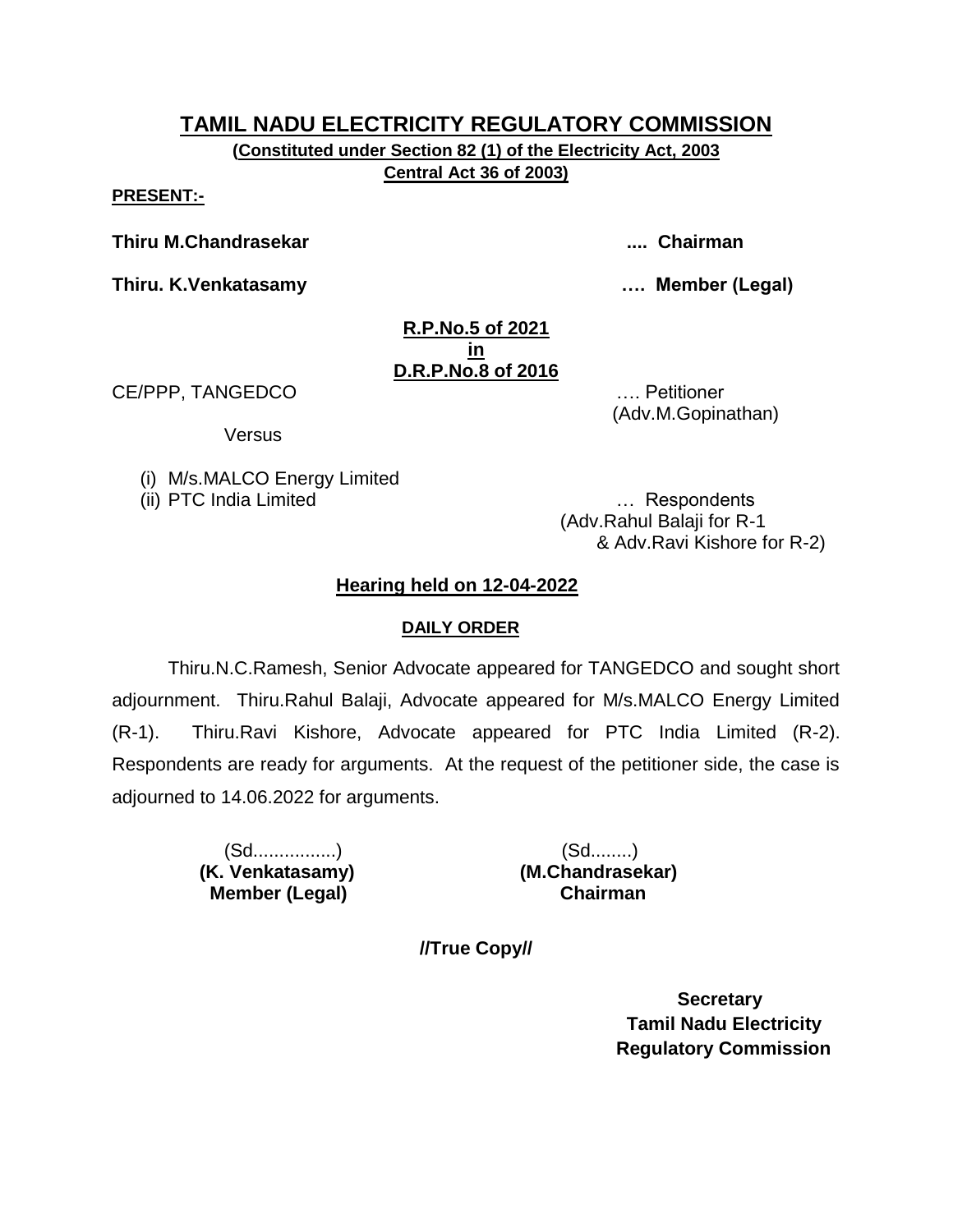# TAMIL NADU ELECTRICITY REGULATORY COMMISSION

**(Constituted under Section 82 (1) of the Electricity Act, 2003 Central Act 36 of 2003)**

**PRESENT:-**

**Thiru M.Chandrasekar .... Chairman**

**Thiru. K.Venkatasamy …. Member (Legal)**

**R.P.No.5 of 2021**
**in**
**D.R.P.No.8 of 2016**

CE/PPP, TANGEDCO …. Petitioner
(Adv.M.Gopinathan)

Versus

(i) M/s.MALCO Energy Limited
(ii) PTC India Limited … Respondents
(Adv.Rahul Balaji for R-1
& Adv.Ravi Kishore for R-2)

**Hearing held on 12-04-2022**

**DAILY ORDER**

Thiru.N.C.Ramesh, Senior Advocate appeared for TANGEDCO and sought short adjournment. Thiru.Rahul Balaji, Advocate appeared for M/s.MALCO Energy Limited (R-1). Thiru.Ravi Kishore, Advocate appeared for PTC India Limited (R-2). Respondents are ready for arguments. At the request of the petitioner side, the case is adjourned to 14.06.2022 for arguments.

(Sd................)
**(K. Venkatasamy)**
**Member (Legal)**

(Sd........)
**(M.Chandrasekar)**
**Chairman**

**//True Copy//**

**Secretary**
**Tamil Nadu Electricity Regulatory Commission**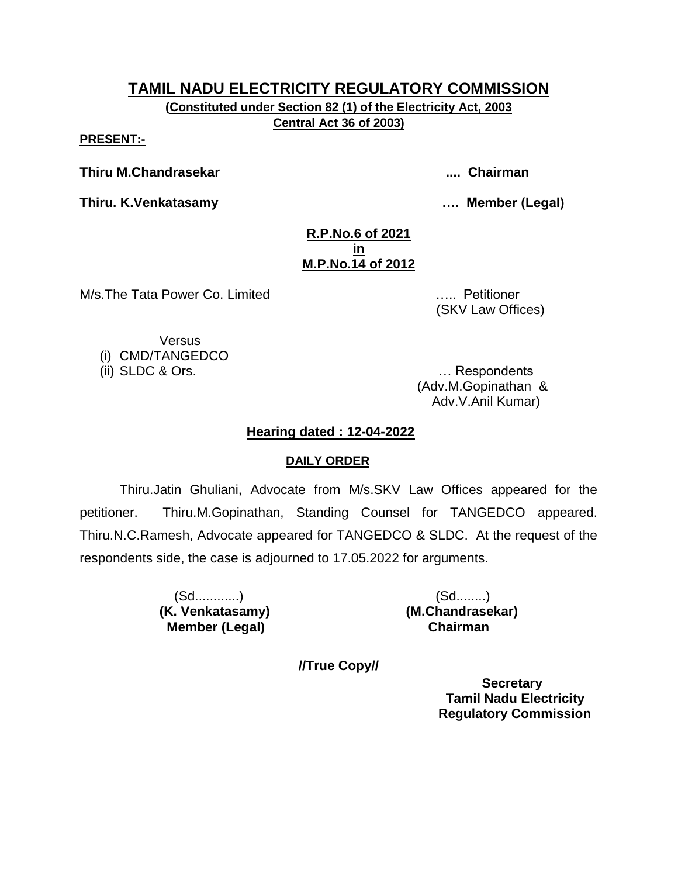# TAMIL NADU ELECTRICITY REGULATORY COMMISSION

**(Constituted under Section 82 (1) of the Electricity Act, 2003 Central Act 36 of 2003)**

**PRESENT:-**

**Thiru M.Chandrasekar .... Chairman**

**Thiru. K.Venkatasamy …. Member (Legal)**

**R.P.No.6 of 2021**
**in**
**M.P.No.14 of 2012**

M/s.The Tata Power Co. Limited ….. Petitioner
(SKV Law Offices)

Versus

(i) CMD/TANGEDCO
(ii) SLDC & Ors. … Respondents
(Adv.M.Gopinathan & Adv.V.Anil Kumar)

**Hearing dated : 12-04-2022**

**DAILY ORDER**

Thiru.Jatin Ghuliani, Advocate from M/s.SKV Law Offices appeared for the petitioner. Thiru.M.Gopinathan, Standing Counsel for TANGEDCO appeared. Thiru.N.C.Ramesh, Advocate appeared for TANGEDCO & SLDC. At the request of the respondents side, the case is adjourned to 17.05.2022 for arguments.

(Sd............)
**(K. Venkatasamy)**
**Member (Legal)**

(Sd........)
**(M.Chandrasekar)**
**Chairman**

**//True Copy//**

**Secretary**
**Tamil Nadu Electricity**
**Regulatory Commission**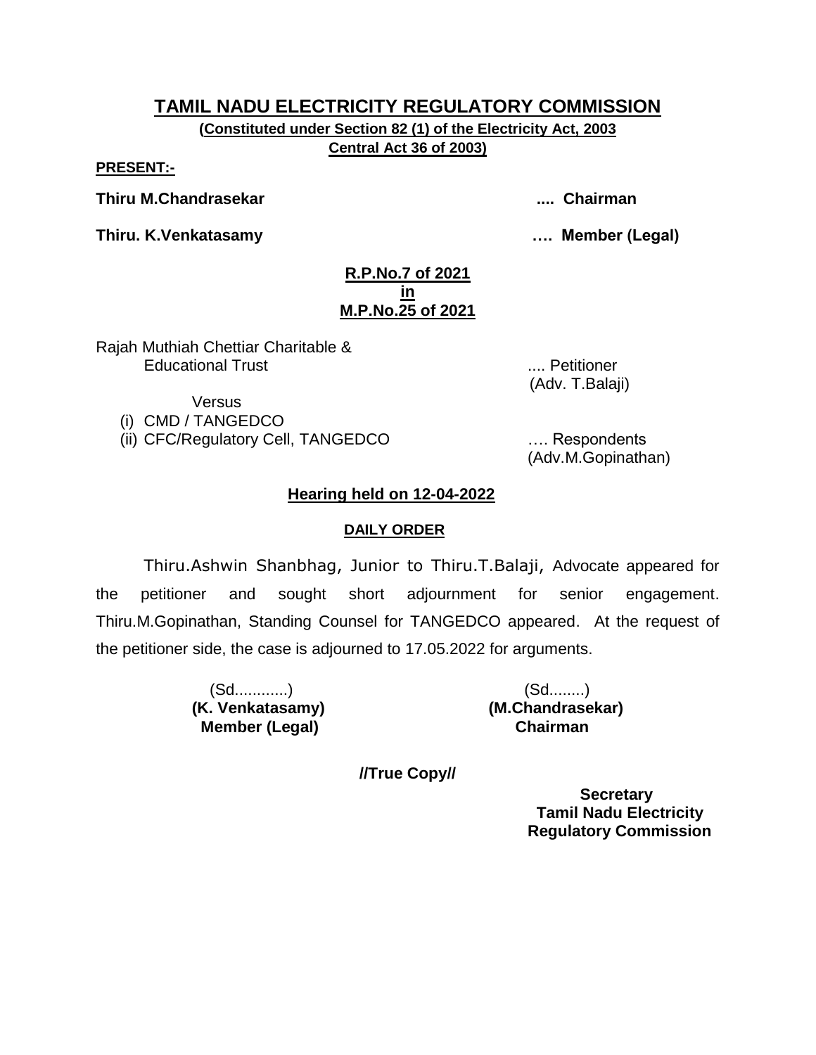# TAMIL NADU ELECTRICITY REGULATORY COMMISSION

**(Constituted under Section 82 (1) of the Electricity Act, 2003 Central Act 36 of 2003)**

**PRESENT:-**

**Thiru M.Chandrasekar .... Chairman**

**Thiru. K.Venkatasamy …. Member (Legal)**

**R.P.No.7 of 2021**
**in**
**M.P.No.25 of 2021**

Rajah Muthiah Chettiar Charitable & Educational Trust .... Petitioner
(Adv. T.Balaji)

Versus

(i) CMD / TANGEDCO
(ii) CFC/Regulatory Cell, TANGEDCO …. Respondents
(Adv.M.Gopinathan)

**Hearing held on 12-04-2022**

**DAILY ORDER**

Thiru.Ashwin Shanbhag, Junior to Thiru.T.Balaji, Advocate appeared for the petitioner and sought short adjournment for senior engagement. Thiru.M.Gopinathan, Standing Counsel for TANGEDCO appeared. At the request of the petitioner side, the case is adjourned to 17.05.2022 for arguments.

(Sd............)
**(K. Venkatasamy)**
**Member (Legal)**

(Sd........)
**(M.Chandrasekar)**
**Chairman**

**//True Copy//**

**Secretary**
**Tamil Nadu Electricity Regulatory Commission**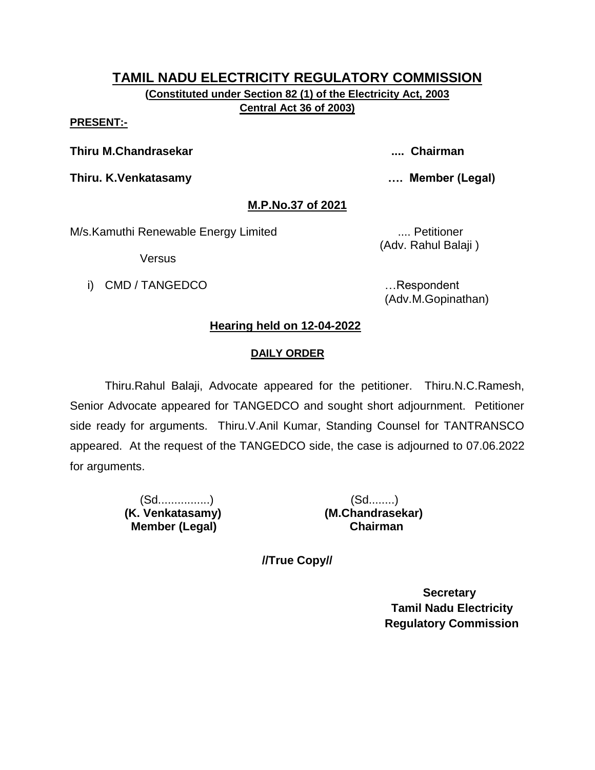# TAMIL NADU ELECTRICITY REGULATORY COMMISSION

**(Constituted under Section 82 (1) of the Electricity Act, 2003 Central Act 36 of 2003)**

**PRESENT:-**

**Thiru M.Chandrasekar .... Chairman**

**Thiru. K.Venkatasamy …. Member (Legal)**

**M.P.No.37 of 2021**

M/s.Kamuthi Renewable Energy Limited .... Petitioner
(Adv. Rahul Balaji )

Versus

i) CMD / TANGEDCO …Respondent
(Adv.M.Gopinathan)

**Hearing held on 12-04-2022**

**DAILY ORDER**

Thiru.Rahul Balaji, Advocate appeared for the petitioner. Thiru.N.C.Ramesh, Senior Advocate appeared for TANGEDCO and sought short adjournment. Petitioner side ready for arguments. Thiru.V.Anil Kumar, Standing Counsel for TANTRANSCO appeared. At the request of the TANGEDCO side, the case is adjourned to 07.06.2022 for arguments.

(Sd................)
**(K. Venkatasamy)**
**Member (Legal)**

(Sd........)
**(M.Chandrasekar)**
**Chairman**

**//True Copy//**

**Secretary**
**Tamil Nadu Electricity**
**Regulatory Commission**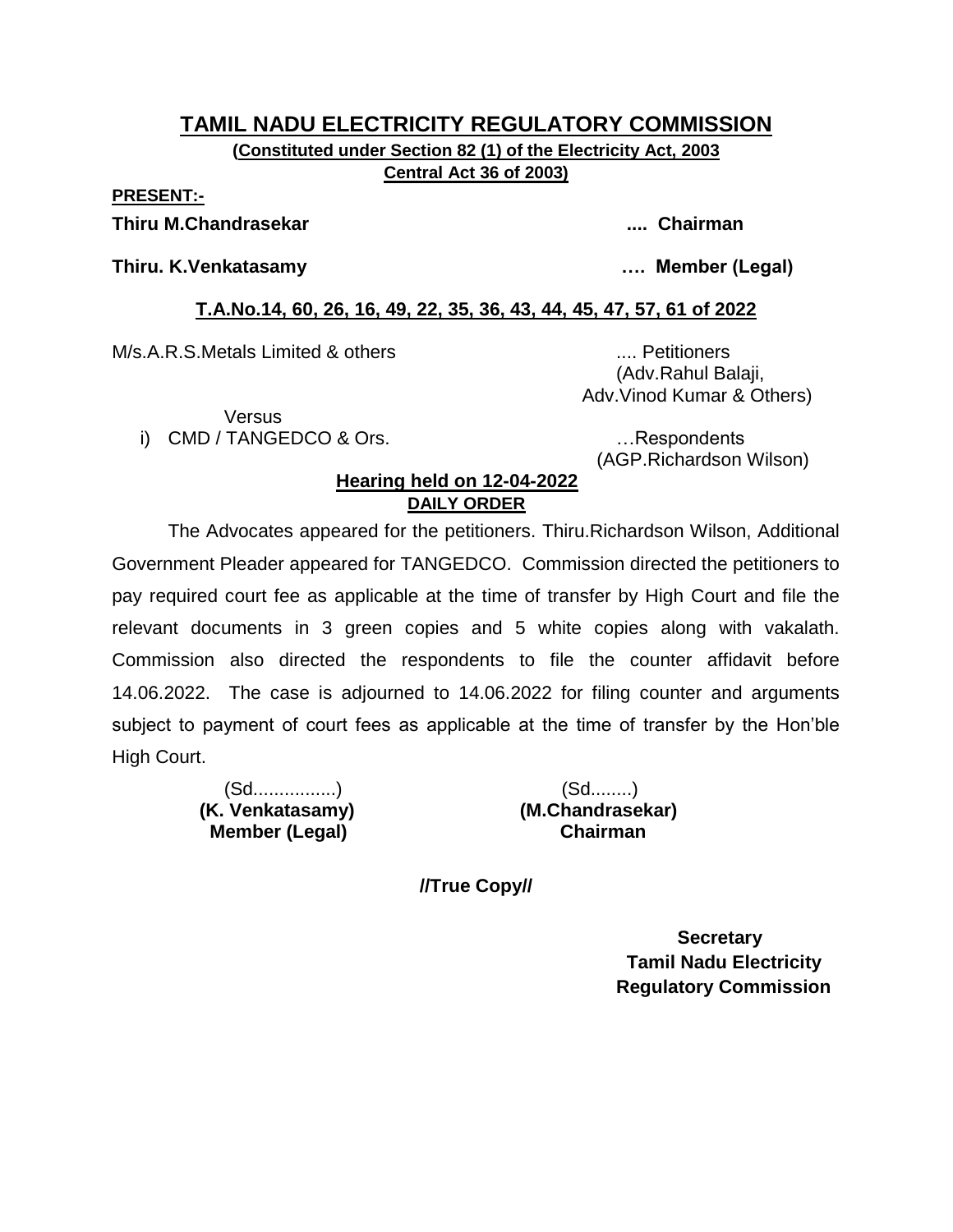# TAMIL NADU ELECTRICITY REGULATORY COMMISSION

**(Constituted under Section 82 (1) of the Electricity Act, 2003**
**Central Act 36 of 2003)**

**PRESENT:-**

**Thiru M.Chandrasekar .... Chairman**

**Thiru. K.Venkatasamy …. Member (Legal)**

## T.A.No.14, 60, 26, 16, 49, 22, 35, 36, 43, 44, 45, 47, 57, 61 of 2022

M/s.A.R.S.Metals Limited & others .... Petitioners
(Adv.Rahul Balaji,
Adv.Vinod Kumar & Others)

Versus

i) CMD / TANGEDCO & Ors. …Respondents
(AGP.Richardson Wilson)

**Hearing held on 12-04-2022**

**DAILY ORDER**

The Advocates appeared for the petitioners. Thiru.Richardson Wilson, Additional Government Pleader appeared for TANGEDCO. Commission directed the petitioners to pay required court fee as applicable at the time of transfer by High Court and file the relevant documents in 3 green copies and 5 white copies along with vakalath. Commission also directed the respondents to file the counter affidavit before 14.06.2022. The case is adjourned to 14.06.2022 for filing counter and arguments subject to payment of court fees as applicable at the time of transfer by the Hon'ble High Court.

(Sd................)
**(K. Venkatasamy)**
**Member (Legal)**

(Sd........)
**(M.Chandrasekar)**
**Chairman**

**//True Copy//**

**Secretary**
**Tamil Nadu Electricity**
**Regulatory Commission**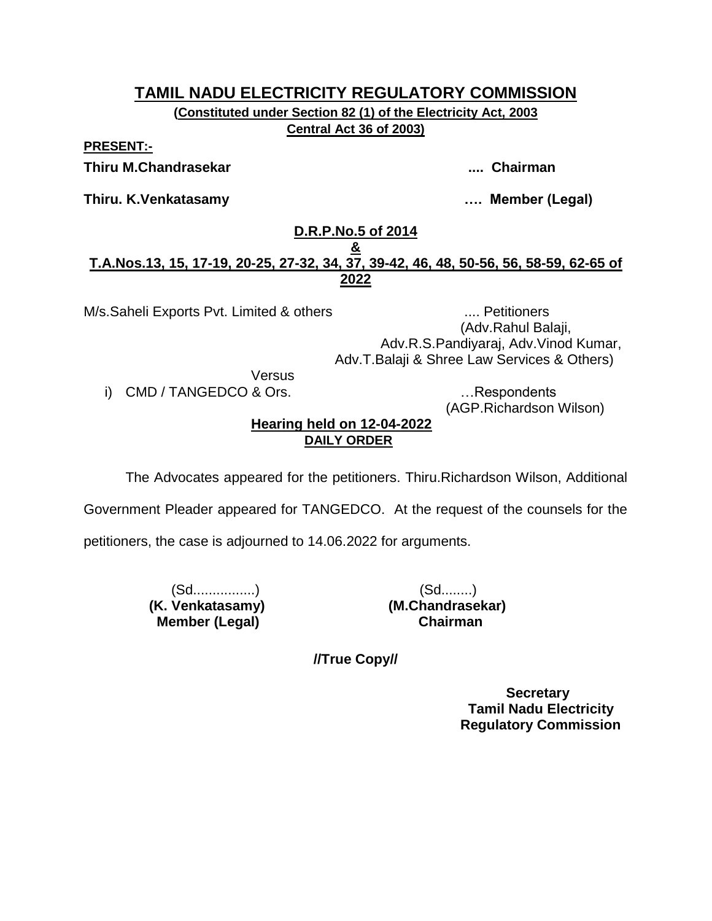# TAMIL NADU ELECTRICITY REGULATORY COMMISSION

**(Constituted under Section 82 (1) of the Electricity Act, 2003 Central Act 36 of 2003)**

**PRESENT:-**

**Thiru M.Chandrasekar .... Chairman**

**Thiru. K.Venkatasamy …. Member (Legal)**

**D.R.P.No.5 of 2014**

**&**

**T.A.Nos.13, 15, 17-19, 20-25, 27-32, 34, 37, 39-42, 46, 48, 50-56, 56, 58-59, 62-65 of 2022**

M/s.Saheli Exports Pvt. Limited & others .... Petitioners
(Adv.Rahul Balaji, Adv.R.S.Pandiyaraj, Adv.Vinod Kumar, Adv.T.Balaji & Shree Law Services & Others)

Versus

i) CMD / TANGEDCO & Ors. …Respondents
(AGP.Richardson Wilson)

**Hearing held on 12-04-2022**

**DAILY ORDER**

The Advocates appeared for the petitioners. Thiru.Richardson Wilson, Additional Government Pleader appeared for TANGEDCO. At the request of the counsels for the petitioners, the case is adjourned to 14.06.2022 for arguments.

(Sd................)
**(K. Venkatasamy)**
**Member (Legal)**

(Sd........)
**(M.Chandrasekar)**
**Chairman**

**//True Copy//**

**Secretary**
**Tamil Nadu Electricity Regulatory Commission**